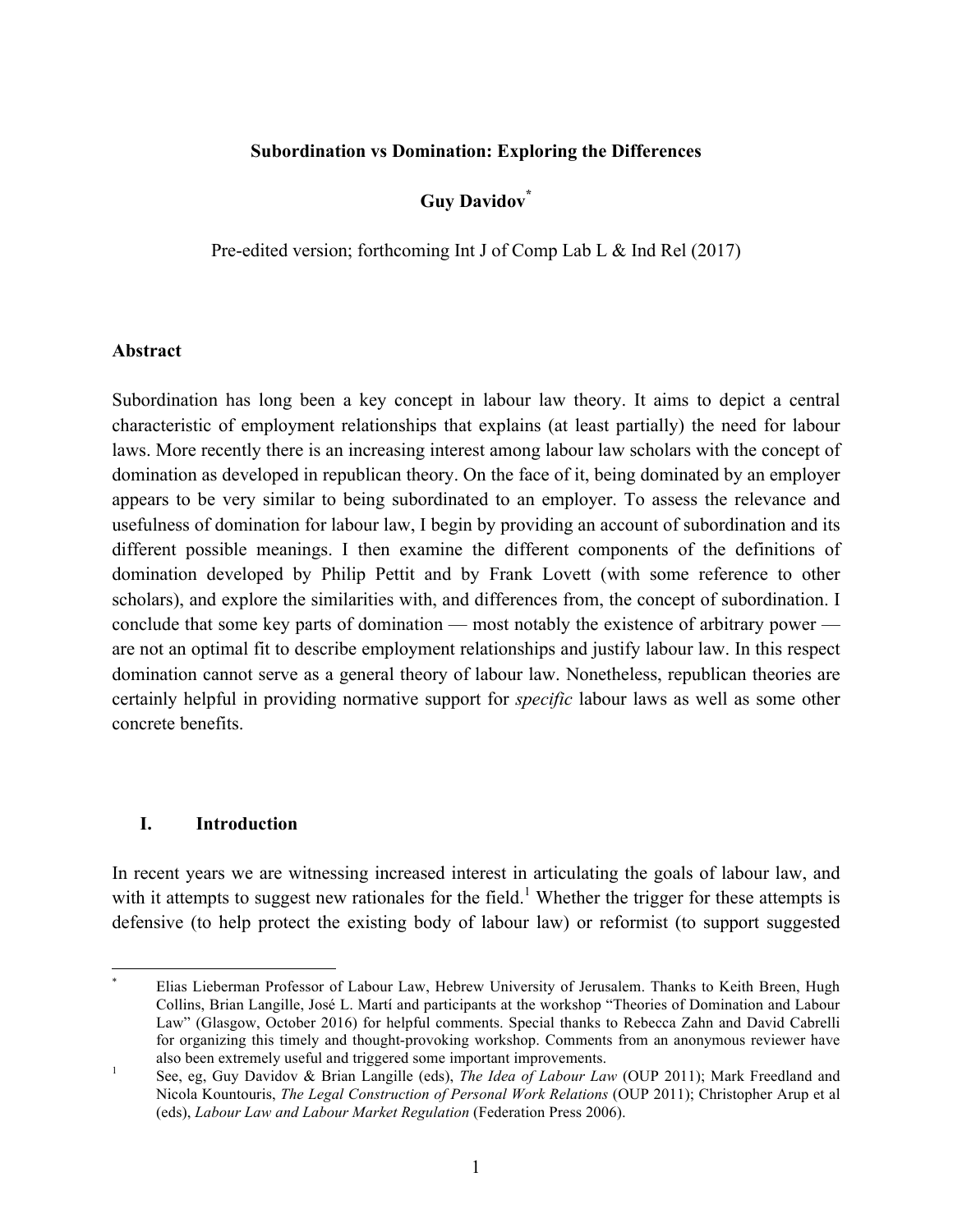**Subordination vs Domination: Exploring the Differences**

**Guy Davidov***

Pre-edited version; forthcoming Int J of Comp Lab L & Ind Rel (2017)

## Abstract

Subordination has long been a key concept in labour law theory. It aims to depict a central characteristic of employment relationships that explains (at least partially) the need for labour laws. More recently there is an increasing interest among labour law scholars with the concept of domination as developed in republican theory. On the face of it, being dominated by an employer appears to be very similar to being subordinated to an employer. To assess the relevance and usefulness of domination for labour law, I begin by providing an account of subordination and its different possible meanings. I then examine the different components of the definitions of domination developed by Philip Pettit and by Frank Lovett (with some reference to other scholars), and explore the similarities with, and differences from, the concept of subordination. I conclude that some key parts of domination — most notably the existence of arbitrary power — are not an optimal fit to describe employment relationships and justify labour law. In this respect domination cannot serve as a general theory of labour law. Nonetheless, republican theories are certainly helpful in providing normative support for *specific* labour laws as well as some other concrete benefits.

## I. Introduction

In recent years we are witnessing increased interest in articulating the goals of labour law, and with it attempts to suggest new rationales for the field.[1] Whether the trigger for these attempts is defensive (to help protect the existing body of labour law) or reformist (to support suggested

---

\* Elias Lieberman Professor of Labour Law, Hebrew University of Jerusalem. Thanks to Keith Breen, Hugh Collins, Brian Langille, José L. Martí and participants at the workshop "Theories of Domination and Labour Law" (Glasgow, October 2016) for helpful comments. Special thanks to Rebecca Zahn and David Cabrelli for organizing this timely and thought-provoking workshop. Comments from an anonymous reviewer have also been extremely useful and triggered some important improvements.

[1] See, eg, Guy Davidov & Brian Langille (eds), *The Idea of Labour Law* (OUP 2011); Mark Freedland and Nicola Kountouris, *The Legal Construction of Personal Work Relations* (OUP 2011); Christopher Arup et al (eds), *Labour Law and Labour Market Regulation* (Federation Press 2006).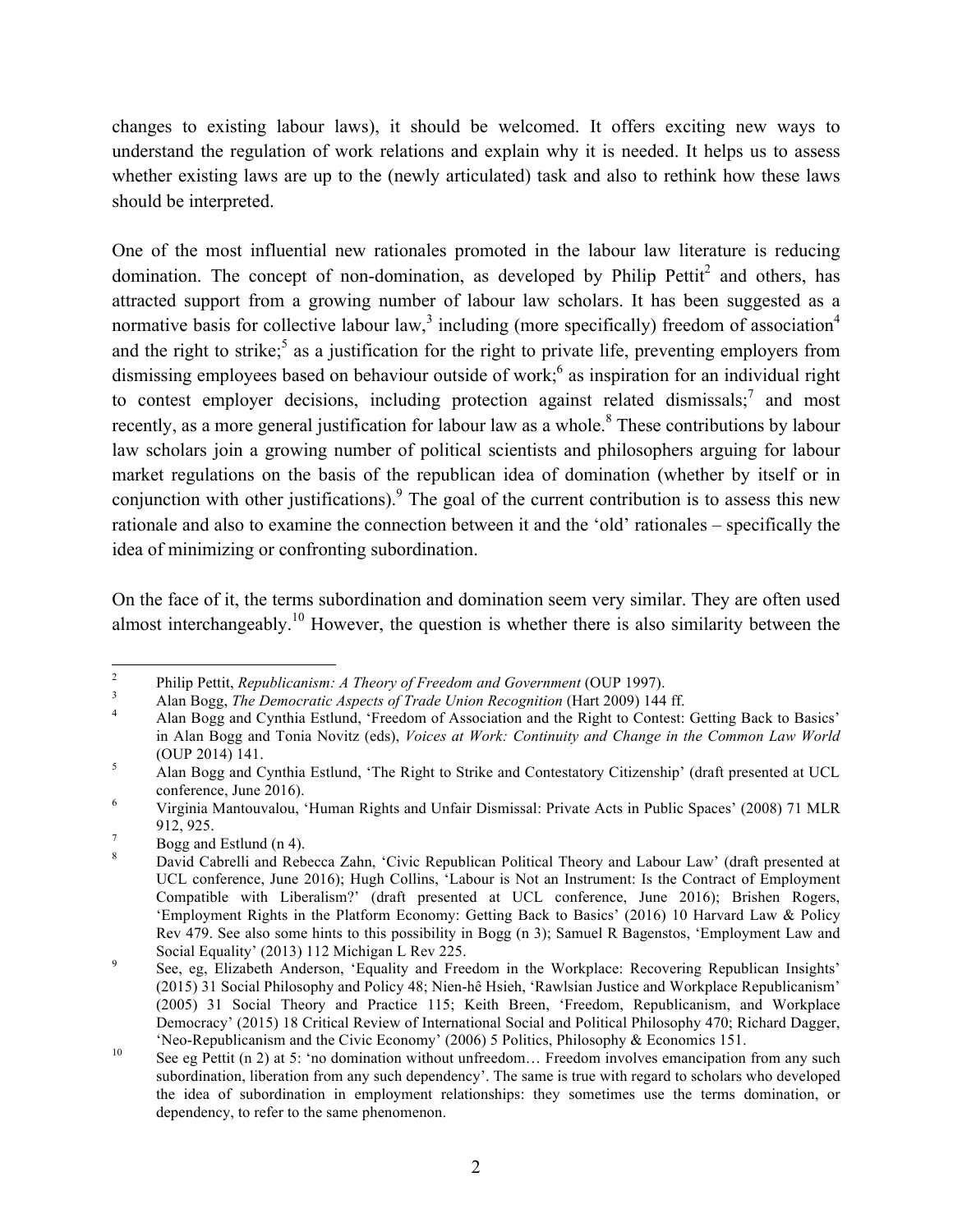changes to existing labour laws), it should be welcomed. It offers exciting new ways to understand the regulation of work relations and explain why it is needed. It helps us to assess whether existing laws are up to the (newly articulated) task and also to rethink how these laws should be interpreted.

One of the most influential new rationales promoted in the labour law literature is reducing domination. The concept of non-domination, as developed by Philip Pettit[2] and others, has attracted support from a growing number of labour law scholars. It has been suggested as a normative basis for collective labour law,[3] including (more specifically) freedom of association[4] and the right to strike;[5] as a justification for the right to private life, preventing employers from dismissing employees based on behaviour outside of work;[6] as inspiration for an individual right to contest employer decisions, including protection against related dismissals;[7] and most recently, as a more general justification for labour law as a whole.[8] These contributions by labour law scholars join a growing number of political scientists and philosophers arguing for labour market regulations on the basis of the republican idea of domination (whether by itself or in conjunction with other justifications).[9] The goal of the current contribution is to assess this new rationale and also to examine the connection between it and the 'old' rationales – specifically the idea of minimizing or confronting subordination.

On the face of it, the terms subordination and domination seem very similar. They are often used almost interchangeably.[10] However, the question is whether there is also similarity between the

---

[2] Philip Pettit, *Republicanism: A Theory of Freedom and Government* (OUP 1997).

[3] Alan Bogg, *The Democratic Aspects of Trade Union Recognition* (Hart 2009) 144 ff.

[4] Alan Bogg and Cynthia Estlund, 'Freedom of Association and the Right to Contest: Getting Back to Basics' in Alan Bogg and Tonia Novitz (eds), *Voices at Work: Continuity and Change in the Common Law World* (OUP 2014) 141.

[5] Alan Bogg and Cynthia Estlund, 'The Right to Strike and Contestatory Citizenship' (draft presented at UCL conference, June 2016).

[6] Virginia Mantouvalou, 'Human Rights and Unfair Dismissal: Private Acts in Public Spaces' (2008) 71 MLR 912, 925.

[7] Bogg and Estlund (n 4).

[8] David Cabrelli and Rebecca Zahn, 'Civic Republican Political Theory and Labour Law' (draft presented at UCL conference, June 2016); Hugh Collins, 'Labour is Not an Instrument: Is the Contract of Employment Compatible with Liberalism?' (draft presented at UCL conference, June 2016); Brishen Rogers, 'Employment Rights in the Platform Economy: Getting Back to Basics' (2016) 10 Harvard Law & Policy Rev 479. See also some hints to this possibility in Bogg (n 3); Samuel R Bagenstos, 'Employment Law and Social Equality' (2013) 112 Michigan L Rev 225.

[9] See, eg, Elizabeth Anderson, 'Equality and Freedom in the Workplace: Recovering Republican Insights' (2015) 31 Social Philosophy and Policy 48; Nien-hê Hsieh, 'Rawlsian Justice and Workplace Republicanism' (2005) 31 Social Theory and Practice 115; Keith Breen, 'Freedom, Republicanism, and Workplace Democracy' (2015) 18 Critical Review of International Social and Political Philosophy 470; Richard Dagger, 'Neo-Republicanism and the Civic Economy' (2006) 5 Politics, Philosophy & Economics 151.

[10] See eg Pettit (n 2) at 5: 'no domination without unfreedom… Freedom involves emancipation from any such subordination, liberation from any such dependency'. The same is true with regard to scholars who developed the idea of subordination in employment relationships: they sometimes use the terms domination, or dependency, to refer to the same phenomenon.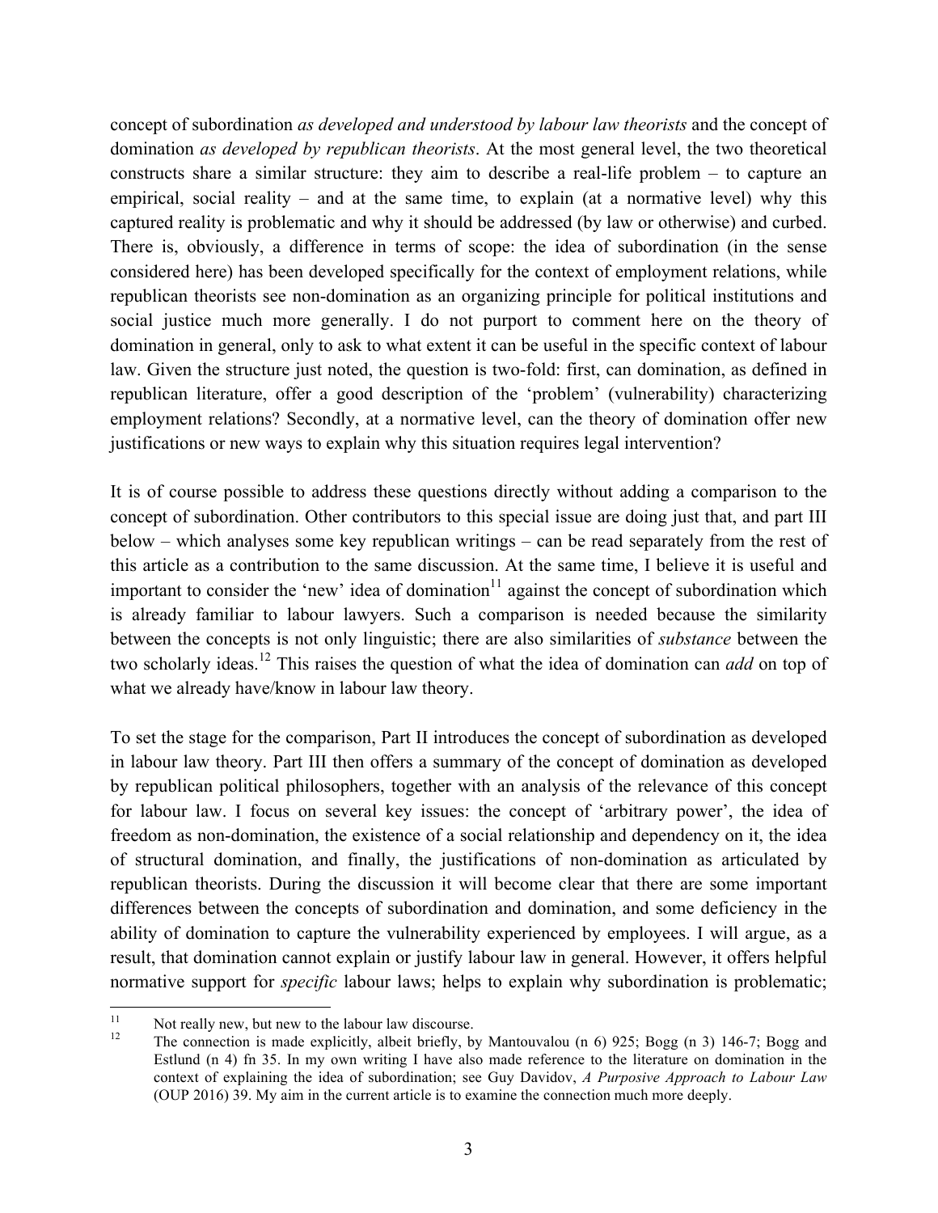concept of subordination *as developed and understood by labour law theorists* and the concept of domination *as developed by republican theorists*. At the most general level, the two theoretical constructs share a similar structure: they aim to describe a real-life problem – to capture an empirical, social reality – and at the same time, to explain (at a normative level) why this captured reality is problematic and why it should be addressed (by law or otherwise) and curbed. There is, obviously, a difference in terms of scope: the idea of subordination (in the sense considered here) has been developed specifically for the context of employment relations, while republican theorists see non-domination as an organizing principle for political institutions and social justice much more generally. I do not purport to comment here on the theory of domination in general, only to ask to what extent it can be useful in the specific context of labour law. Given the structure just noted, the question is two-fold: first, can domination, as defined in republican literature, offer a good description of the 'problem' (vulnerability) characterizing employment relations? Secondly, at a normative level, can the theory of domination offer new justifications or new ways to explain why this situation requires legal intervention?

It is of course possible to address these questions directly without adding a comparison to the concept of subordination. Other contributors to this special issue are doing just that, and part III below – which analyses some key republican writings – can be read separately from the rest of this article as a contribution to the same discussion. At the same time, I believe it is useful and important to consider the 'new' idea of domination[11] against the concept of subordination which is already familiar to labour lawyers. Such a comparison is needed because the similarity between the concepts is not only linguistic; there are also similarities of *substance* between the two scholarly ideas.[12] This raises the question of what the idea of domination can *add* on top of what we already have/know in labour law theory.

To set the stage for the comparison, Part II introduces the concept of subordination as developed in labour law theory. Part III then offers a summary of the concept of domination as developed by republican political philosophers, together with an analysis of the relevance of this concept for labour law. I focus on several key issues: the concept of 'arbitrary power', the idea of freedom as non-domination, the existence of a social relationship and dependency on it, the idea of structural domination, and finally, the justifications of non-domination as articulated by republican theorists. During the discussion it will become clear that there are some important differences between the concepts of subordination and domination, and some deficiency in the ability of domination to capture the vulnerability experienced by employees. I will argue, as a result, that domination cannot explain or justify labour law in general. However, it offers helpful normative support for *specific* labour laws; helps to explain why subordination is problematic;

[11] Not really new, but new to the labour law discourse.

[12] The connection is made explicitly, albeit briefly, by Mantouvalou (n 6) 925; Bogg (n 3) 146-7; Bogg and Estlund (n 4) fn 35. In my own writing I have also made reference to the literature on domination in the context of explaining the idea of subordination; see Guy Davidov, *A Purposive Approach to Labour Law* (OUP 2016) 39. My aim in the current article is to examine the connection much more deeply.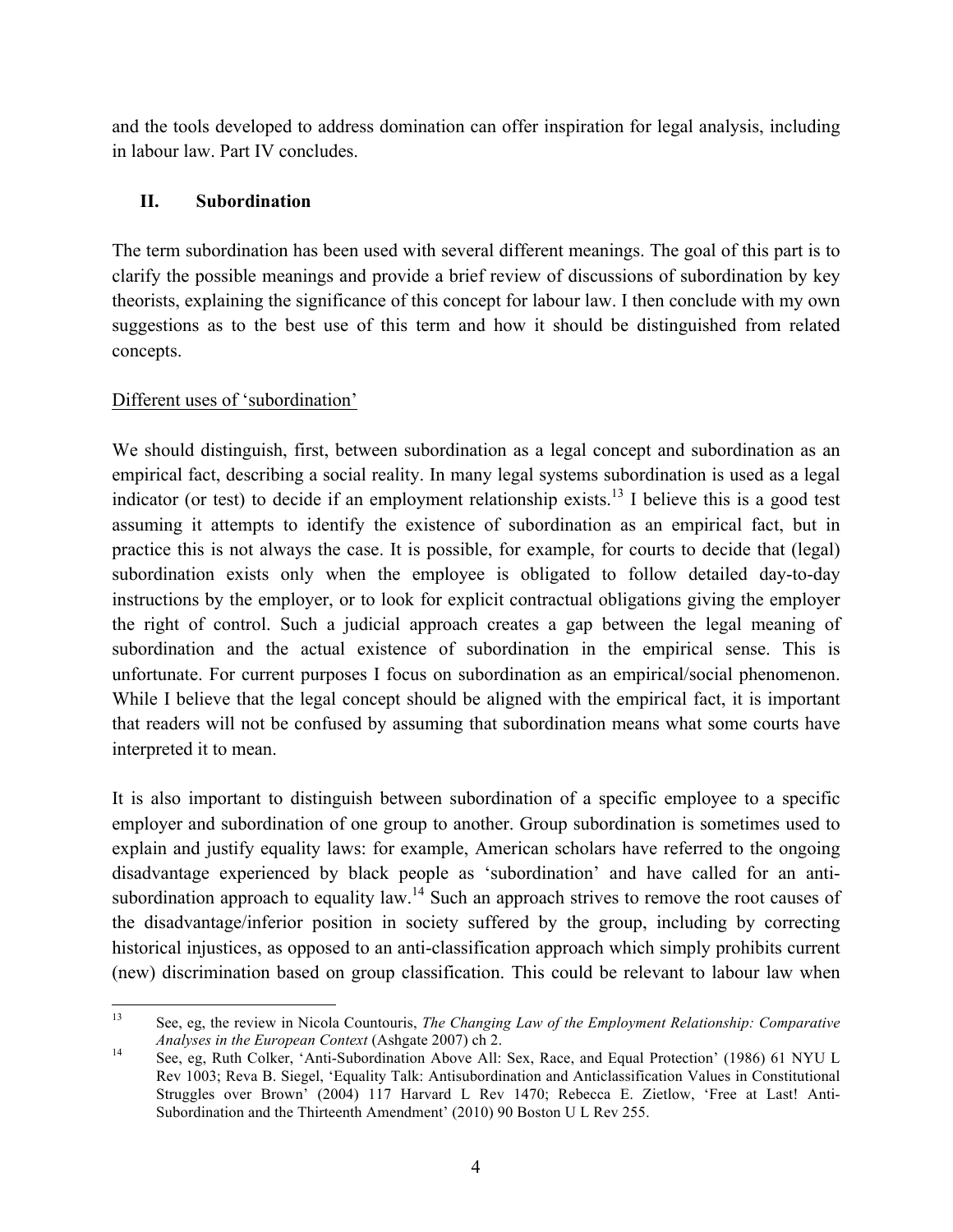and the tools developed to address domination can offer inspiration for legal analysis, including in labour law. Part IV concludes.

## II. Subordination

The term subordination has been used with several different meanings. The goal of this part is to clarify the possible meanings and provide a brief review of discussions of subordination by key theorists, explaining the significance of this concept for labour law. I then conclude with my own suggestions as to the best use of this term and how it should be distinguished from related concepts.

### Different uses of 'subordination'

We should distinguish, first, between subordination as a legal concept and subordination as an empirical fact, describing a social reality. In many legal systems subordination is used as a legal indicator (or test) to decide if an employment relationship exists.[13] I believe this is a good test assuming it attempts to identify the existence of subordination as an empirical fact, but in practice this is not always the case. It is possible, for example, for courts to decide that (legal) subordination exists only when the employee is obligated to follow detailed day-to-day instructions by the employer, or to look for explicit contractual obligations giving the employer the right of control. Such a judicial approach creates a gap between the legal meaning of subordination and the actual existence of subordination in the empirical sense. This is unfortunate. For current purposes I focus on subordination as an empirical/social phenomenon. While I believe that the legal concept should be aligned with the empirical fact, it is important that readers will not be confused by assuming that subordination means what some courts have interpreted it to mean.

It is also important to distinguish between subordination of a specific employee to a specific employer and subordination of one group to another. Group subordination is sometimes used to explain and justify equality laws: for example, American scholars have referred to the ongoing disadvantage experienced by black people as 'subordination' and have called for an anti-subordination approach to equality law.[14] Such an approach strives to remove the root causes of the disadvantage/inferior position in society suffered by the group, including by correcting historical injustices, as opposed to an anti-classification approach which simply prohibits current (new) discrimination based on group classification. This could be relevant to labour law when

---

[13] See, eg, the review in Nicola Countouris, *The Changing Law of the Employment Relationship: Comparative Analyses in the European Context* (Ashgate 2007) ch 2.

[14] See, eg, Ruth Colker, 'Anti-Subordination Above All: Sex, Race, and Equal Protection' (1986) 61 NYU L Rev 1003; Reva B. Siegel, 'Equality Talk: Antisubordination and Anticlassification Values in Constitutional Struggles over Brown' (2004) 117 Harvard L Rev 1470; Rebecca E. Zietlow, 'Free at Last! Anti-Subordination and the Thirteenth Amendment' (2010) 90 Boston U L Rev 255.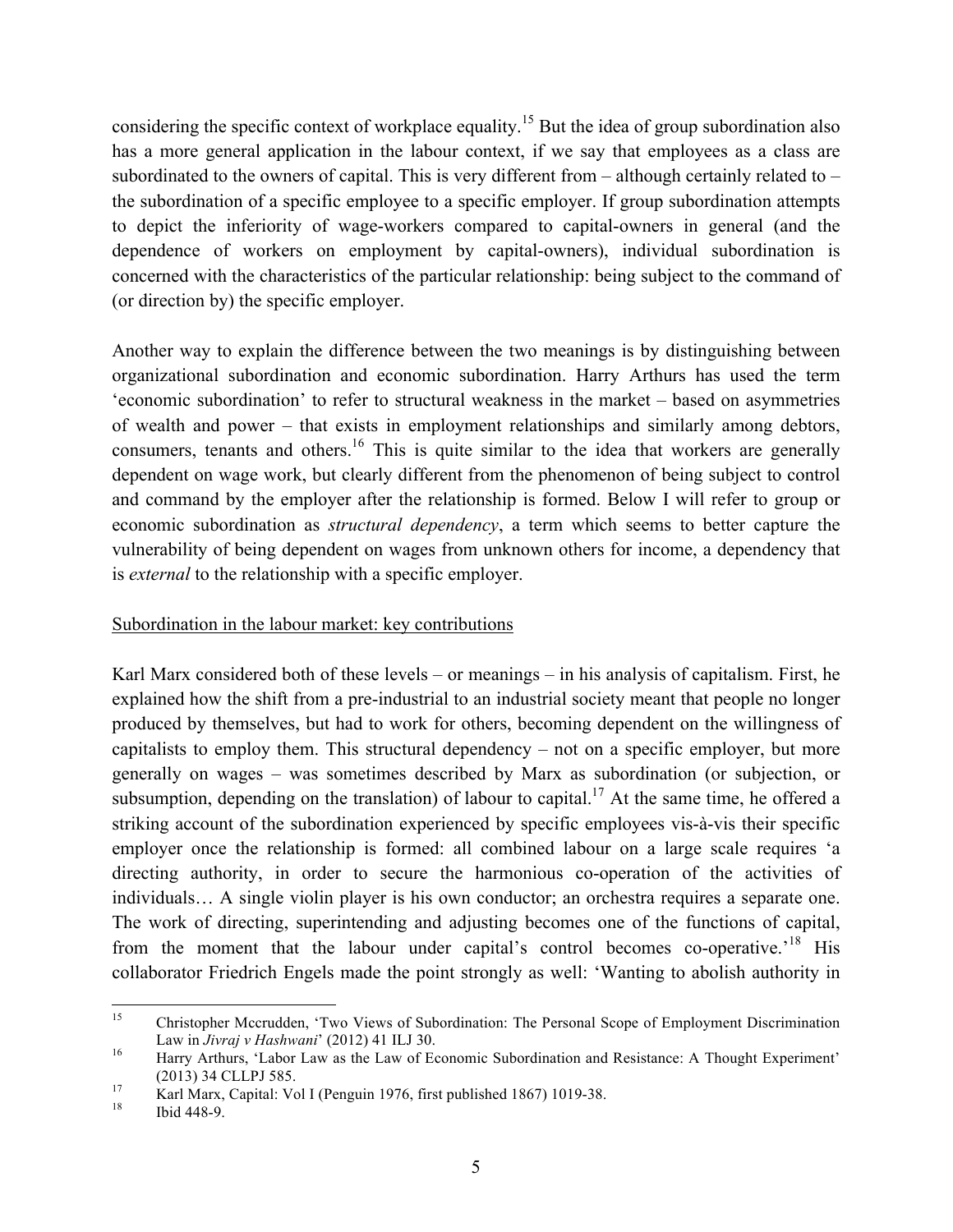considering the specific context of workplace equality.[15] But the idea of group subordination also has a more general application in the labour context, if we say that employees as a class are subordinated to the owners of capital. This is very different from – although certainly related to – the subordination of a specific employee to a specific employer. If group subordination attempts to depict the inferiority of wage-workers compared to capital-owners in general (and the dependence of workers on employment by capital-owners), individual subordination is concerned with the characteristics of the particular relationship: being subject to the command of (or direction by) the specific employer.

Another way to explain the difference between the two meanings is by distinguishing between organizational subordination and economic subordination. Harry Arthurs has used the term 'economic subordination' to refer to structural weakness in the market – based on asymmetries of wealth and power – that exists in employment relationships and similarly among debtors, consumers, tenants and others.[16] This is quite similar to the idea that workers are generally dependent on wage work, but clearly different from the phenomenon of being subject to control and command by the employer after the relationship is formed. Below I will refer to group or economic subordination as *structural dependency*, a term which seems to better capture the vulnerability of being dependent on wages from unknown others for income, a dependency that is *external* to the relationship with a specific employer.

<u>Subordination in the labour market: key contributions</u>

Karl Marx considered both of these levels – or meanings – in his analysis of capitalism. First, he explained how the shift from a pre-industrial to an industrial society meant that people no longer produced by themselves, but had to work for others, becoming dependent on the willingness of capitalists to employ them. This structural dependency – not on a specific employer, but more generally on wages – was sometimes described by Marx as subordination (or subjection, or subsumption, depending on the translation) of labour to capital.[17] At the same time, he offered a striking account of the subordination experienced by specific employees vis-à-vis their specific employer once the relationship is formed: all combined labour on a large scale requires 'a directing authority, in order to secure the harmonious co-operation of the activities of individuals… A single violin player is his own conductor; an orchestra requires a separate one. The work of directing, superintending and adjusting becomes one of the functions of capital, from the moment that the labour under capital's control becomes co-operative.'[18] His collaborator Friedrich Engels made the point strongly as well: 'Wanting to abolish authority in

---

[15] Christopher Mccrudden, 'Two Views of Subordination: The Personal Scope of Employment Discrimination Law in *Jivraj v Hashwani*' (2012) 41 ILJ 30.

[16] Harry Arthurs, 'Labor Law as the Law of Economic Subordination and Resistance: A Thought Experiment' (2013) 34 CLLPJ 585.

[17] Karl Marx, Capital: Vol I (Penguin 1976, first published 1867) 1019-38.

[18] Ibid 448-9.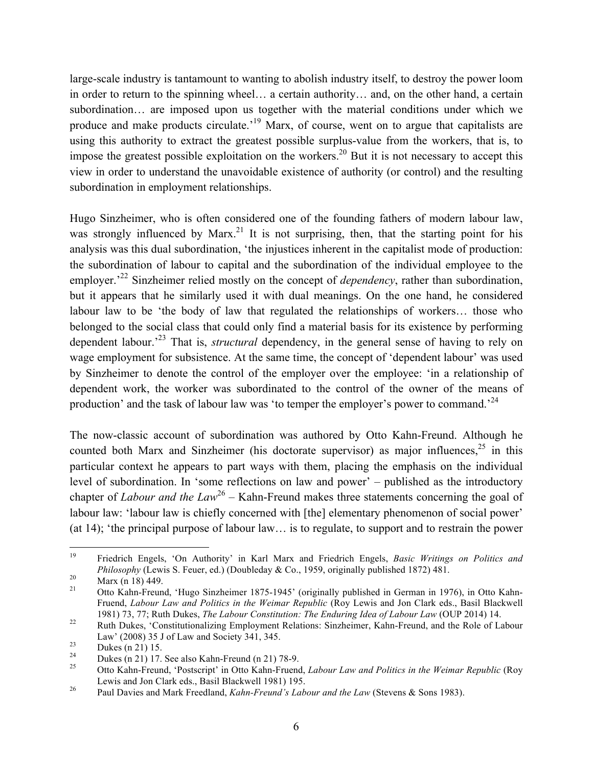large-scale industry is tantamount to wanting to abolish industry itself, to destroy the power loom in order to return to the spinning wheel… a certain authority… and, on the other hand, a certain subordination… are imposed upon us together with the material conditions under which we produce and make products circulate.'[19] Marx, of course, went on to argue that capitalists are using this authority to extract the greatest possible surplus-value from the workers, that is, to impose the greatest possible exploitation on the workers.[20] But it is not necessary to accept this view in order to understand the unavoidable existence of authority (or control) and the resulting subordination in employment relationships.

Hugo Sinzheimer, who is often considered one of the founding fathers of modern labour law, was strongly influenced by Marx.[21] It is not surprising, then, that the starting point for his analysis was this dual subordination, 'the injustices inherent in the capitalist mode of production: the subordination of labour to capital and the subordination of the individual employee to the employer.'[22] Sinzheimer relied mostly on the concept of *dependency*, rather than subordination, but it appears that he similarly used it with dual meanings. On the one hand, he considered labour law to be 'the body of law that regulated the relationships of workers… those who belonged to the social class that could only find a material basis for its existence by performing dependent labour.'[23] That is, *structural* dependency, in the general sense of having to rely on wage employment for subsistence. At the same time, the concept of 'dependent labour' was used by Sinzheimer to denote the control of the employer over the employee: 'in a relationship of dependent work, the worker was subordinated to the control of the owner of the means of production' and the task of labour law was 'to temper the employer's power to command.'[24]

The now-classic account of subordination was authored by Otto Kahn-Freund. Although he counted both Marx and Sinzheimer (his doctorate supervisor) as major influences,[25] in this particular context he appears to part ways with them, placing the emphasis on the individual level of subordination. In 'some reflections on law and power' – published as the introductory chapter of *Labour and the Law*[26] – Kahn-Freund makes three statements concerning the goal of labour law: 'labour law is chiefly concerned with [the] elementary phenomenon of social power' (at 14); 'the principal purpose of labour law… is to regulate, to support and to restrain the power

---

[19] Friedrich Engels, 'On Authority' in Karl Marx and Friedrich Engels, *Basic Writings on Politics and Philosophy* (Lewis S. Feuer, ed.) (Doubleday & Co., 1959, originally published 1872) 481.

[20] Marx (n 18) 449.

[21] Otto Kahn-Freund, 'Hugo Sinzheimer 1875-1945' (originally published in German in 1976), in Otto Kahn-Fruend, *Labour Law and Politics in the Weimar Republic* (Roy Lewis and Jon Clark eds., Basil Blackwell 1981) 73, 77; Ruth Dukes, *The Labour Constitution: The Enduring Idea of Labour Law* (OUP 2014) 14.

[22] Ruth Dukes, 'Constitutionalizing Employment Relations: Sinzheimer, Kahn-Freund, and the Role of Labour Law' (2008) 35 J of Law and Society 341, 345.

[23] Dukes (n 21) 15.

[24] Dukes (n 21) 17. See also Kahn-Freund (n 21) 78-9.

[25] Otto Kahn-Freund, 'Postscript' in Otto Kahn-Fruend, *Labour Law and Politics in the Weimar Republic* (Roy Lewis and Jon Clark eds., Basil Blackwell 1981) 195.

[26] Paul Davies and Mark Freedland, *Kahn-Freund's Labour and the Law* (Stevens & Sons 1983).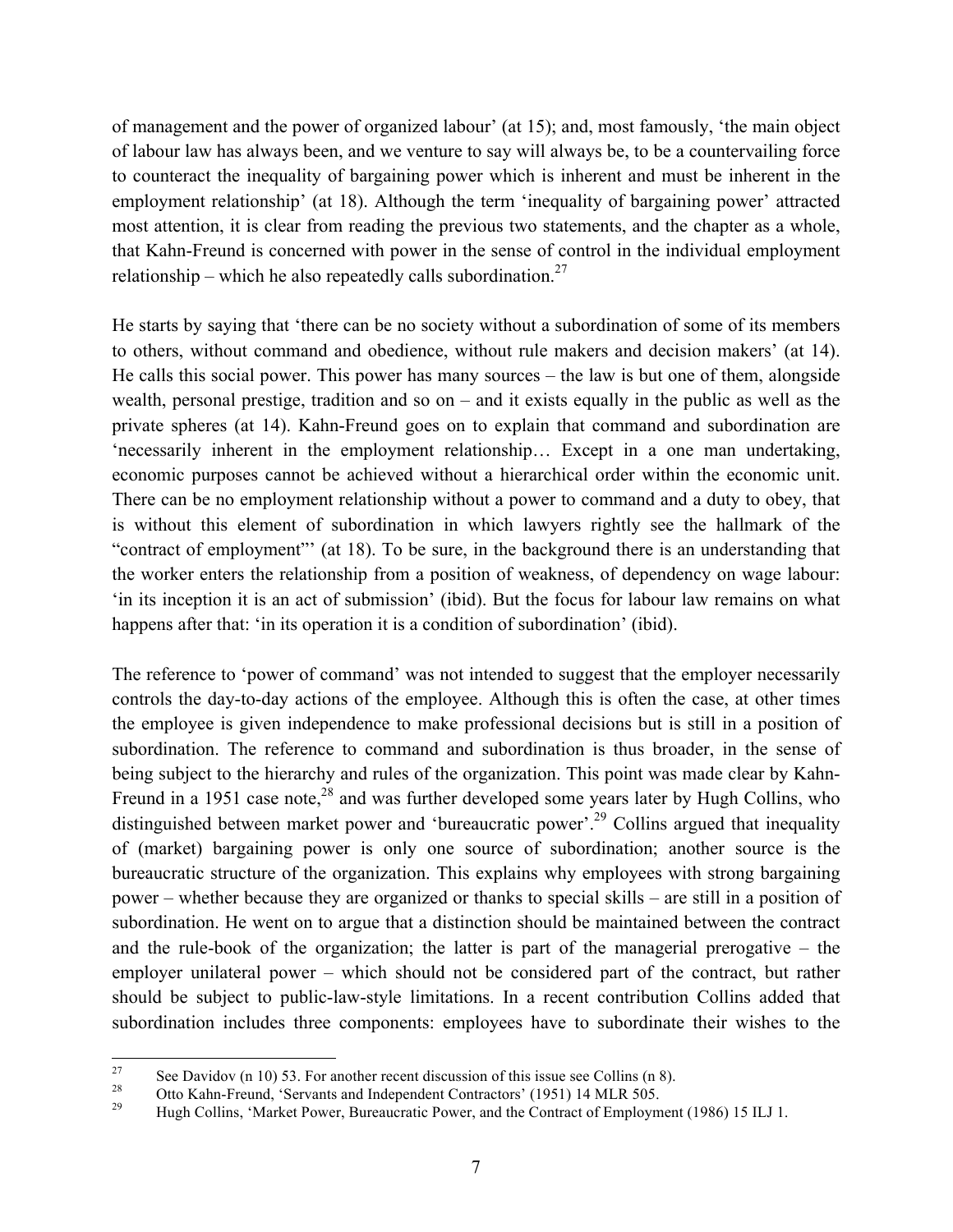of management and the power of organized labour' (at 15); and, most famously, 'the main object of labour law has always been, and we venture to say will always be, to be a countervailing force to counteract the inequality of bargaining power which is inherent and must be inherent in the employment relationship' (at 18). Although the term 'inequality of bargaining power' attracted most attention, it is clear from reading the previous two statements, and the chapter as a whole, that Kahn-Freund is concerned with power in the sense of control in the individual employment relationship – which he also repeatedly calls subordination.[27]

He starts by saying that 'there can be no society without a subordination of some of its members to others, without command and obedience, without rule makers and decision makers' (at 14). He calls this social power. This power has many sources – the law is but one of them, alongside wealth, personal prestige, tradition and so on – and it exists equally in the public as well as the private spheres (at 14). Kahn-Freund goes on to explain that command and subordination are 'necessarily inherent in the employment relationship… Except in a one man undertaking, economic purposes cannot be achieved without a hierarchical order within the economic unit. There can be no employment relationship without a power to command and a duty to obey, that is without this element of subordination in which lawyers rightly see the hallmark of the "contract of employment"' (at 18). To be sure, in the background there is an understanding that the worker enters the relationship from a position of weakness, of dependency on wage labour: 'in its inception it is an act of submission' (ibid). But the focus for labour law remains on what happens after that: 'in its operation it is a condition of subordination' (ibid).

The reference to 'power of command' was not intended to suggest that the employer necessarily controls the day-to-day actions of the employee. Although this is often the case, at other times the employee is given independence to make professional decisions but is still in a position of subordination. The reference to command and subordination is thus broader, in the sense of being subject to the hierarchy and rules of the organization. This point was made clear by Kahn-Freund in a 1951 case note,[28] and was further developed some years later by Hugh Collins, who distinguished between market power and 'bureaucratic power'.[29] Collins argued that inequality of (market) bargaining power is only one source of subordination; another source is the bureaucratic structure of the organization. This explains why employees with strong bargaining power – whether because they are organized or thanks to special skills – are still in a position of subordination. He went on to argue that a distinction should be maintained between the contract and the rule-book of the organization; the latter is part of the managerial prerogative – the employer unilateral power – which should not be considered part of the contract, but rather should be subject to public-law-style limitations. In a recent contribution Collins added that subordination includes three components: employees have to subordinate their wishes to the

---

[27] See Davidov (n 10) 53. For another recent discussion of this issue see Collins (n 8).

[28] Otto Kahn-Freund, 'Servants and Independent Contractors' (1951) 14 MLR 505.

[29] Hugh Collins, 'Market Power, Bureaucratic Power, and the Contract of Employment (1986) 15 ILJ 1.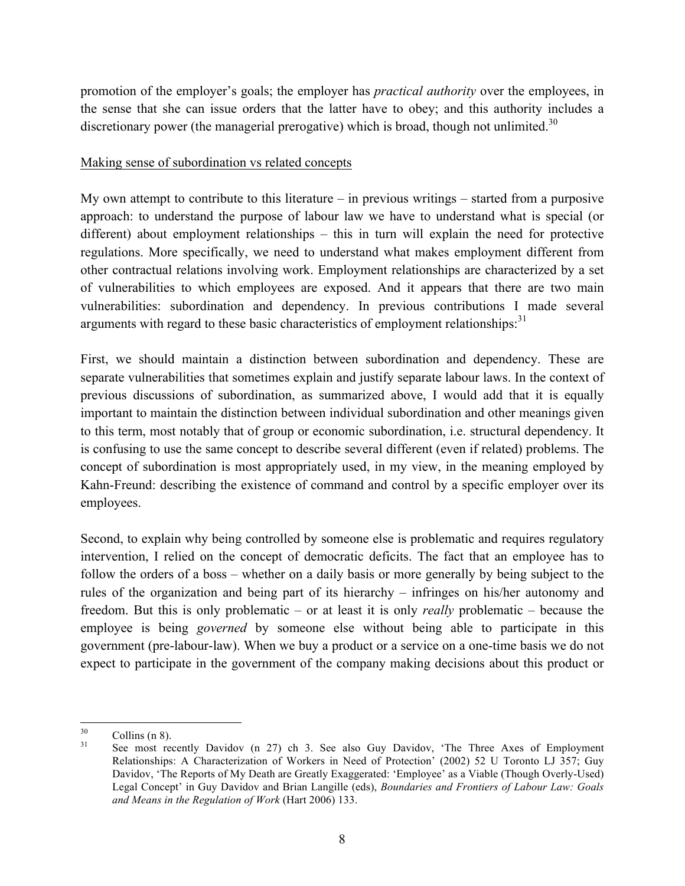promotion of the employer's goals; the employer has *practical authority* over the employees, in the sense that she can issue orders that the latter have to obey; and this authority includes a discretionary power (the managerial prerogative) which is broad, though not unlimited.[30]

<u>Making sense of subordination vs related concepts</u>

My own attempt to contribute to this literature – in previous writings – started from a purposive approach: to understand the purpose of labour law we have to understand what is special (or different) about employment relationships – this in turn will explain the need for protective regulations. More specifically, we need to understand what makes employment different from other contractual relations involving work. Employment relationships are characterized by a set of vulnerabilities to which employees are exposed. And it appears that there are two main vulnerabilities: subordination and dependency. In previous contributions I made several arguments with regard to these basic characteristics of employment relationships:[31]

First, we should maintain a distinction between subordination and dependency. These are separate vulnerabilities that sometimes explain and justify separate labour laws. In the context of previous discussions of subordination, as summarized above, I would add that it is equally important to maintain the distinction between individual subordination and other meanings given to this term, most notably that of group or economic subordination, i.e. structural dependency. It is confusing to use the same concept to describe several different (even if related) problems. The concept of subordination is most appropriately used, in my view, in the meaning employed by Kahn-Freund: describing the existence of command and control by a specific employer over its employees.

Second, to explain why being controlled by someone else is problematic and requires regulatory intervention, I relied on the concept of democratic deficits. The fact that an employee has to follow the orders of a boss – whether on a daily basis or more generally by being subject to the rules of the organization and being part of its hierarchy – infringes on his/her autonomy and freedom. But this is only problematic – or at least it is only *really* problematic – because the employee is being *governed* by someone else without being able to participate in this government (pre-labour-law). When we buy a product or a service on a one-time basis we do not expect to participate in the government of the company making decisions about this product or

---

[30] Collins (n 8).

[31] See most recently Davidov (n 27) ch 3. See also Guy Davidov, 'The Three Axes of Employment Relationships: A Characterization of Workers in Need of Protection' (2002) 52 U Toronto LJ 357; Guy Davidov, 'The Reports of My Death are Greatly Exaggerated: 'Employee' as a Viable (Though Overly-Used) Legal Concept' in Guy Davidov and Brian Langille (eds), *Boundaries and Frontiers of Labour Law: Goals and Means in the Regulation of Work* (Hart 2006) 133.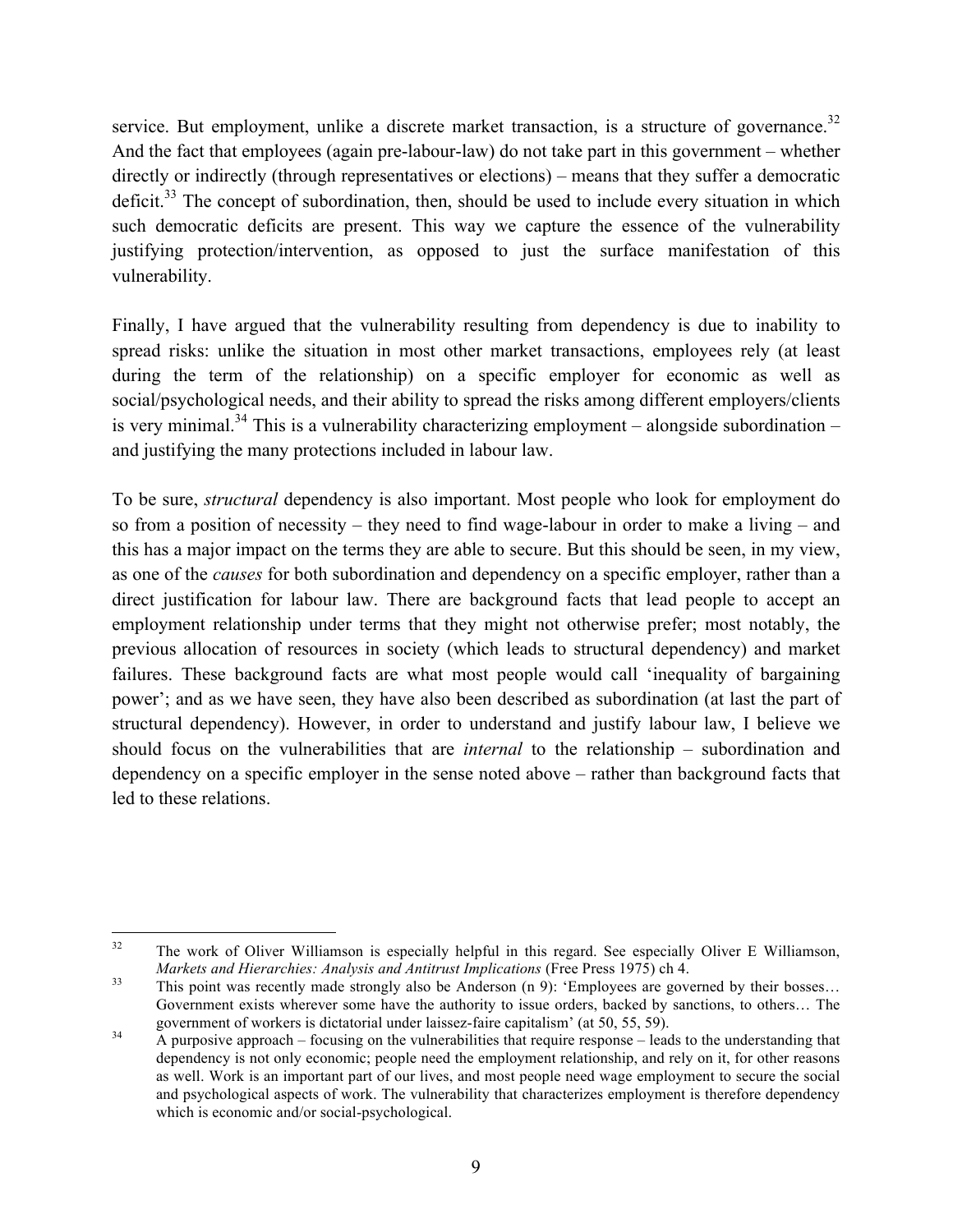service. But employment, unlike a discrete market transaction, is a structure of governance.[32] And the fact that employees (again pre-labour-law) do not take part in this government – whether directly or indirectly (through representatives or elections) – means that they suffer a democratic deficit.[33] The concept of subordination, then, should be used to include every situation in which such democratic deficits are present. This way we capture the essence of the vulnerability justifying protection/intervention, as opposed to just the surface manifestation of this vulnerability.

Finally, I have argued that the vulnerability resulting from dependency is due to inability to spread risks: unlike the situation in most other market transactions, employees rely (at least during the term of the relationship) on a specific employer for economic as well as social/psychological needs, and their ability to spread the risks among different employers/clients is very minimal.[34] This is a vulnerability characterizing employment – alongside subordination – and justifying the many protections included in labour law.

To be sure, *structural* dependency is also important. Most people who look for employment do so from a position of necessity – they need to find wage-labour in order to make a living – and this has a major impact on the terms they are able to secure. But this should be seen, in my view, as one of the *causes* for both subordination and dependency on a specific employer, rather than a direct justification for labour law. There are background facts that lead people to accept an employment relationship under terms that they might not otherwise prefer; most notably, the previous allocation of resources in society (which leads to structural dependency) and market failures. These background facts are what most people would call 'inequality of bargaining power'; and as we have seen, they have also been described as subordination (at last the part of structural dependency). However, in order to understand and justify labour law, I believe we should focus on the vulnerabilities that are *internal* to the relationship – subordination and dependency on a specific employer in the sense noted above – rather than background facts that led to these relations.

---

[32] The work of Oliver Williamson is especially helpful in this regard. See especially Oliver E Williamson, *Markets and Hierarchies: Analysis and Antitrust Implications* (Free Press 1975) ch 4.

[33] This point was recently made strongly also be Anderson (n 9): 'Employees are governed by their bosses… Government exists wherever some have the authority to issue orders, backed by sanctions, to others… The government of workers is dictatorial under laissez-faire capitalism' (at 50, 55, 59).

[34] A purposive approach – focusing on the vulnerabilities that require response – leads to the understanding that dependency is not only economic; people need the employment relationship, and rely on it, for other reasons as well. Work is an important part of our lives, and most people need wage employment to secure the social and psychological aspects of work. The vulnerability that characterizes employment is therefore dependency which is economic and/or social-psychological.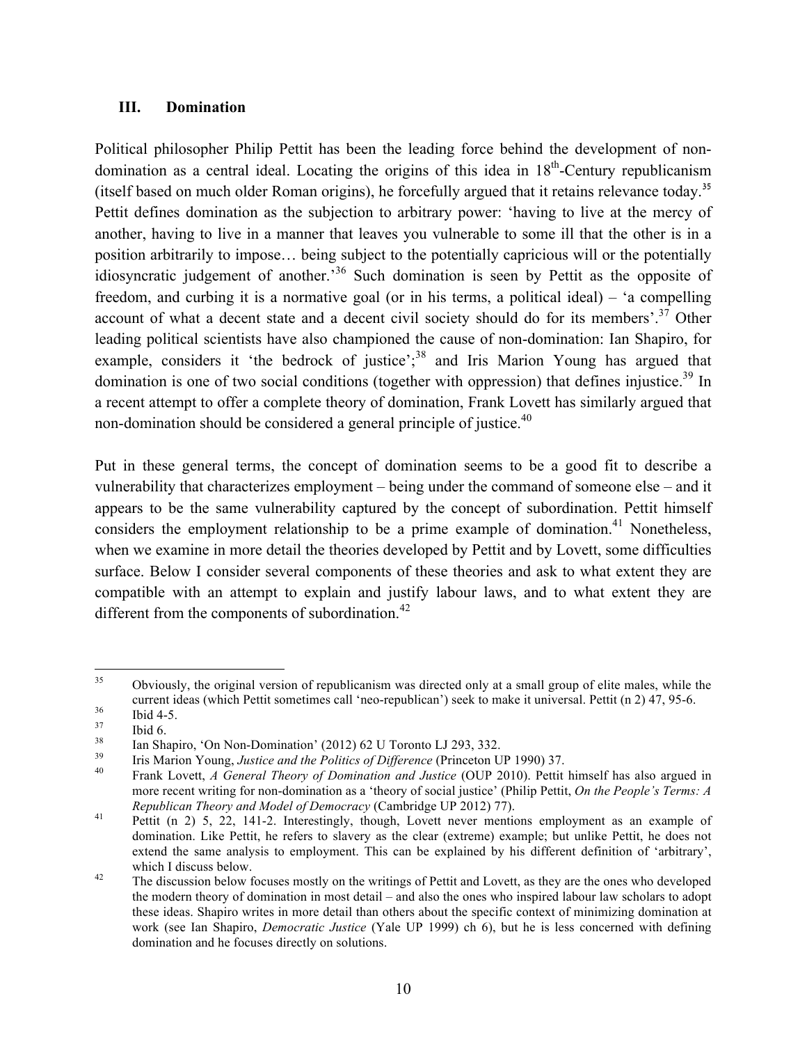## III. Domination

Political philosopher Philip Pettit has been the leading force behind the development of non-domination as a central ideal. Locating the origins of this idea in 18th-Century republicanism (itself based on much older Roman origins), he forcefully argued that it retains relevance today.[35] Pettit defines domination as the subjection to arbitrary power: 'having to live at the mercy of another, having to live in a manner that leaves you vulnerable to some ill that the other is in a position arbitrarily to impose… being subject to the potentially capricious will or the potentially idiosyncratic judgement of another.'[36] Such domination is seen by Pettit as the opposite of freedom, and curbing it is a normative goal (or in his terms, a political ideal) – 'a compelling account of what a decent state and a decent civil society should do for its members'.[37] Other leading political scientists have also championed the cause of non-domination: Ian Shapiro, for example, considers it 'the bedrock of justice';[38] and Iris Marion Young has argued that domination is one of two social conditions (together with oppression) that defines injustice.[39] In a recent attempt to offer a complete theory of domination, Frank Lovett has similarly argued that non-domination should be considered a general principle of justice.[40]

Put in these general terms, the concept of domination seems to be a good fit to describe a vulnerability that characterizes employment – being under the command of someone else – and it appears to be the same vulnerability captured by the concept of subordination. Pettit himself considers the employment relationship to be a prime example of domination.[41] Nonetheless, when we examine in more detail the theories developed by Pettit and by Lovett, some difficulties surface. Below I consider several components of these theories and ask to what extent they are compatible with an attempt to explain and justify labour laws, and to what extent they are different from the components of subordination.[42]

---

[35] Obviously, the original version of republicanism was directed only at a small group of elite males, while the current ideas (which Pettit sometimes call 'neo-republican') seek to make it universal. Pettit (n 2) 47, 95-6.

[36] Ibid 4-5.

[37] Ibid 6.

[38] Ian Shapiro, 'On Non-Domination' (2012) 62 U Toronto LJ 293, 332.

[39] Iris Marion Young, *Justice and the Politics of Difference* (Princeton UP 1990) 37.

[40] Frank Lovett, *A General Theory of Domination and Justice* (OUP 2010). Pettit himself has also argued in more recent writing for non-domination as a 'theory of social justice' (Philip Pettit, *On the People's Terms: A Republican Theory and Model of Democracy* (Cambridge UP 2012) 77).

[41] Pettit (n 2) 5, 22, 141-2. Interestingly, though, Lovett never mentions employment as an example of domination. Like Pettit, he refers to slavery as the clear (extreme) example; but unlike Pettit, he does not extend the same analysis to employment. This can be explained by his different definition of 'arbitrary', which I discuss below.

[42] The discussion below focuses mostly on the writings of Pettit and Lovett, as they are the ones who developed the modern theory of domination in most detail – and also the ones who inspired labour law scholars to adopt these ideas. Shapiro writes in more detail than others about the specific context of minimizing domination at work (see Ian Shapiro, *Democratic Justice* (Yale UP 1999) ch 6), but he is less concerned with defining domination and he focuses directly on solutions.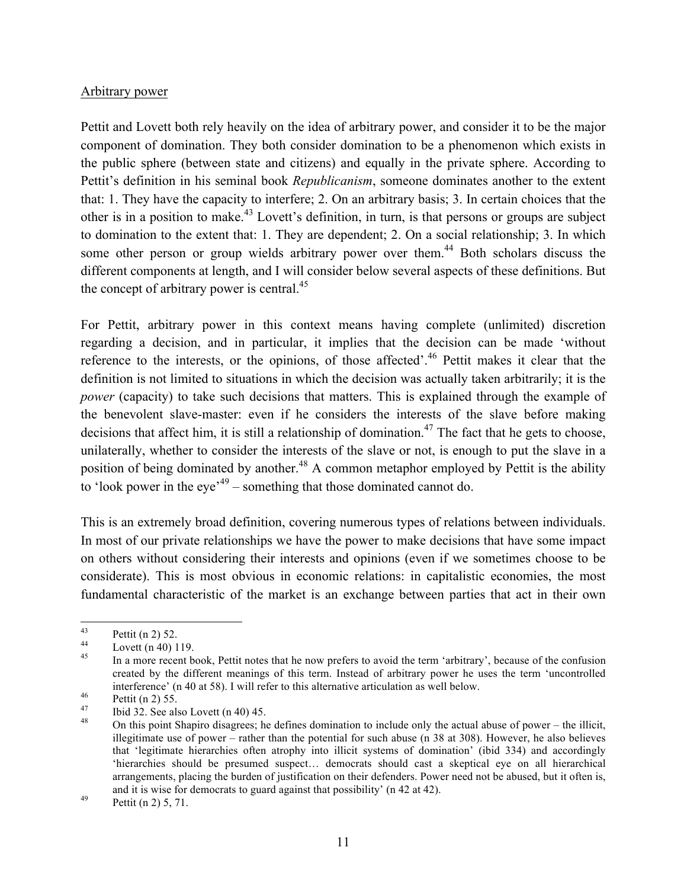Arbitrary power

Pettit and Lovett both rely heavily on the idea of arbitrary power, and consider it to be the major component of domination. They both consider domination to be a phenomenon which exists in the public sphere (between state and citizens) and equally in the private sphere. According to Pettit's definition in his seminal book *Republicanism*, someone dominates another to the extent that: 1. They have the capacity to interfere; 2. On an arbitrary basis; 3. In certain choices that the other is in a position to make.[43] Lovett's definition, in turn, is that persons or groups are subject to domination to the extent that: 1. They are dependent; 2. On a social relationship; 3. In which some other person or group wields arbitrary power over them.[44] Both scholars discuss the different components at length, and I will consider below several aspects of these definitions. But the concept of arbitrary power is central.[45]

For Pettit, arbitrary power in this context means having complete (unlimited) discretion regarding a decision, and in particular, it implies that the decision can be made 'without reference to the interests, or the opinions, of those affected'.[46] Pettit makes it clear that the definition is not limited to situations in which the decision was actually taken arbitrarily; it is the *power* (capacity) to take such decisions that matters. This is explained through the example of the benevolent slave-master: even if he considers the interests of the slave before making decisions that affect him, it is still a relationship of domination.[47] The fact that he gets to choose, unilaterally, whether to consider the interests of the slave or not, is enough to put the slave in a position of being dominated by another.[48] A common metaphor employed by Pettit is the ability to 'look power in the eye'[49] – something that those dominated cannot do.

This is an extremely broad definition, covering numerous types of relations between individuals. In most of our private relationships we have the power to make decisions that have some impact on others without considering their interests and opinions (even if we sometimes choose to be considerate). This is most obvious in economic relations: in capitalistic economies, the most fundamental characteristic of the market is an exchange between parties that act in their own

---

[43] Pettit (n 2) 52.

[44] Lovett (n 40) 119.

[45] In a more recent book, Pettit notes that he now prefers to avoid the term 'arbitrary', because of the confusion created by the different meanings of this term. Instead of arbitrary power he uses the term 'uncontrolled interference' (n 40 at 58). I will refer to this alternative articulation as well below.

[46] Pettit (n 2) 55.

[47] Ibid 32. See also Lovett (n 40) 45.

[48] On this point Shapiro disagrees; he defines domination to include only the actual abuse of power – the illicit, illegitimate use of power – rather than the potential for such abuse (n 38 at 308). However, he also believes that 'legitimate hierarchies often atrophy into illicit systems of domination' (ibid 334) and accordingly 'hierarchies should be presumed suspect… democrats should cast a skeptical eye on all hierarchical arrangements, placing the burden of justification on their defenders. Power need not be abused, but it often is, and it is wise for democrats to guard against that possibility' (n 42 at 42).

[49] Pettit (n 2) 5, 71.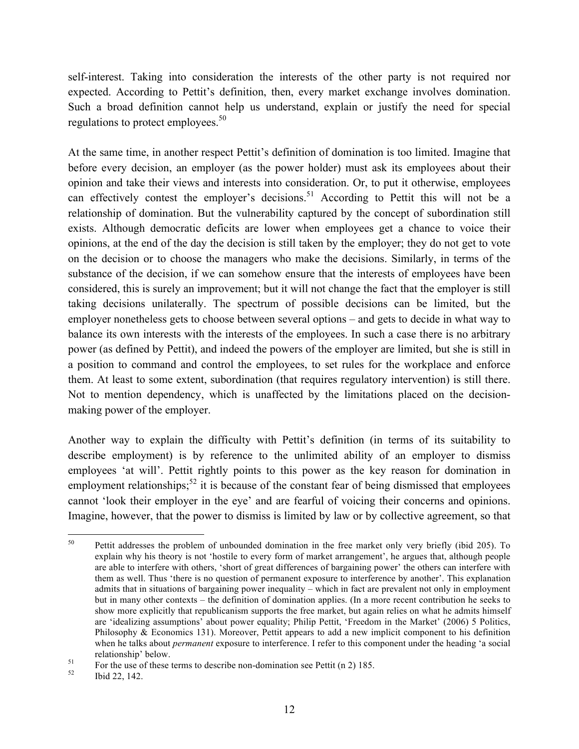self-interest. Taking into consideration the interests of the other party is not required nor expected. According to Pettit's definition, then, every market exchange involves domination. Such a broad definition cannot help us understand, explain or justify the need for special regulations to protect employees.[50]

At the same time, in another respect Pettit's definition of domination is too limited. Imagine that before every decision, an employer (as the power holder) must ask its employees about their opinion and take their views and interests into consideration. Or, to put it otherwise, employees can effectively contest the employer's decisions.[51] According to Pettit this will not be a relationship of domination. But the vulnerability captured by the concept of subordination still exists. Although democratic deficits are lower when employees get a chance to voice their opinions, at the end of the day the decision is still taken by the employer; they do not get to vote on the decision or to choose the managers who make the decisions. Similarly, in terms of the substance of the decision, if we can somehow ensure that the interests of employees have been considered, this is surely an improvement; but it will not change the fact that the employer is still taking decisions unilaterally. The spectrum of possible decisions can be limited, but the employer nonetheless gets to choose between several options – and gets to decide in what way to balance its own interests with the interests of the employees. In such a case there is no arbitrary power (as defined by Pettit), and indeed the powers of the employer are limited, but she is still in a position to command and control the employees, to set rules for the workplace and enforce them. At least to some extent, subordination (that requires regulatory intervention) is still there. Not to mention dependency, which is unaffected by the limitations placed on the decision-making power of the employer.

Another way to explain the difficulty with Pettit's definition (in terms of its suitability to describe employment) is by reference to the unlimited ability of an employer to dismiss employees 'at will'. Pettit rightly points to this power as the key reason for domination in employment relationships;[52] it is because of the constant fear of being dismissed that employees cannot 'look their employer in the eye' and are fearful of voicing their concerns and opinions. Imagine, however, that the power to dismiss is limited by law or by collective agreement, so that

---

[50] Pettit addresses the problem of unbounded domination in the free market only very briefly (ibid 205). To explain why his theory is not 'hostile to every form of market arrangement', he argues that, although people are able to interfere with others, 'short of great differences of bargaining power' the others can interfere with them as well. Thus 'there is no question of permanent exposure to interference by another'. This explanation admits that in situations of bargaining power inequality – which in fact are prevalent not only in employment but in many other contexts – the definition of domination applies. (In a more recent contribution he seeks to show more explicitly that republicanism supports the free market, but again relies on what he admits himself are 'idealizing assumptions' about power equality; Philip Pettit, 'Freedom in the Market' (2006) 5 Politics, Philosophy & Economics 131). Moreover, Pettit appears to add a new implicit component to his definition when he talks about *permanent* exposure to interference. I refer to this component under the heading 'a social relationship' below.

[51] For the use of these terms to describe non-domination see Pettit (n 2) 185.

[52] Ibid 22, 142.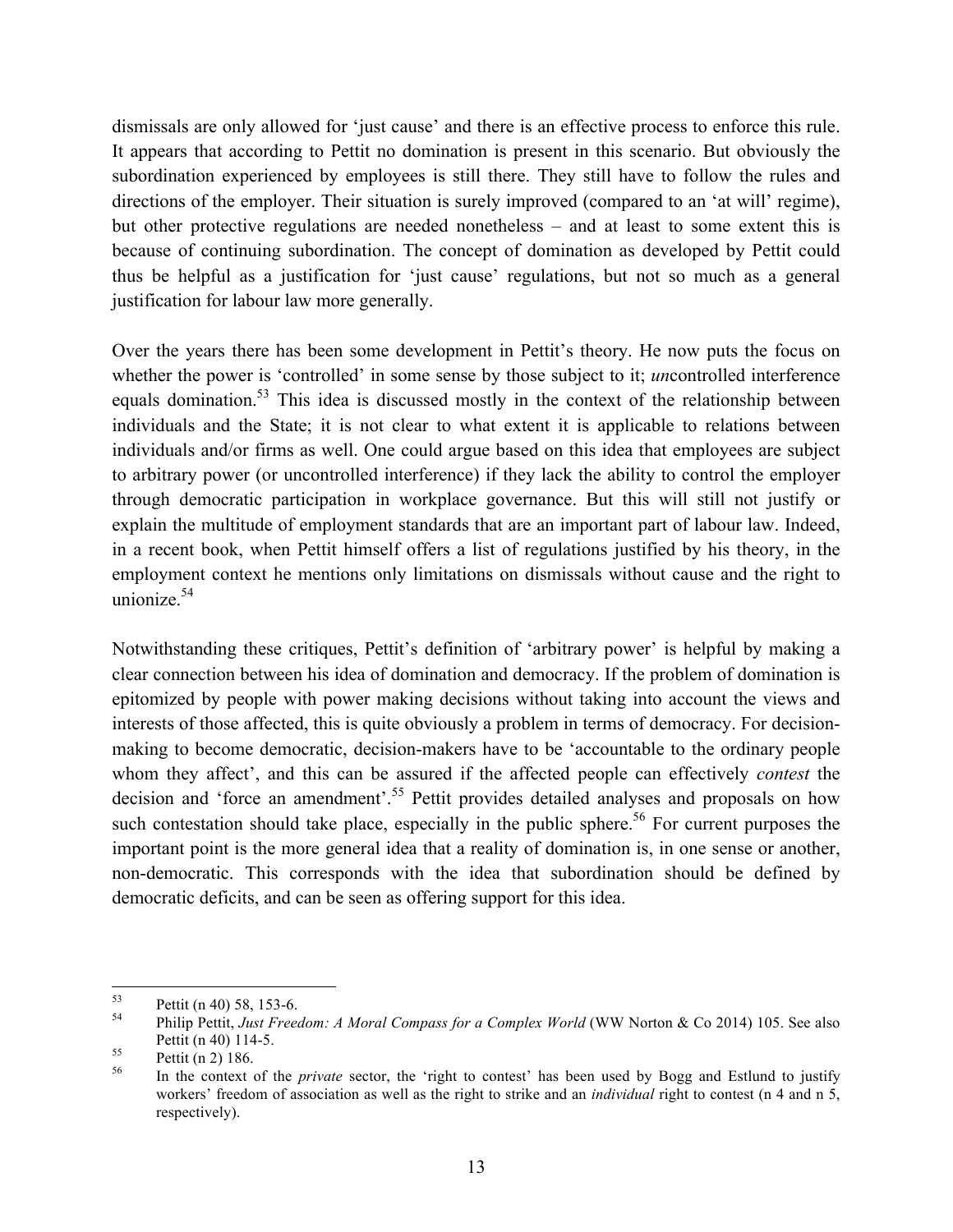dismissals are only allowed for 'just cause' and there is an effective process to enforce this rule. It appears that according to Pettit no domination is present in this scenario. But obviously the subordination experienced by employees is still there. They still have to follow the rules and directions of the employer. Their situation is surely improved (compared to an 'at will' regime), but other protective regulations are needed nonetheless – and at least to some extent this is because of continuing subordination. The concept of domination as developed by Pettit could thus be helpful as a justification for 'just cause' regulations, but not so much as a general justification for labour law more generally.

Over the years there has been some development in Pettit's theory. He now puts the focus on whether the power is 'controlled' in some sense by those subject to it; *un*controlled interference equals domination.[53] This idea is discussed mostly in the context of the relationship between individuals and the State; it is not clear to what extent it is applicable to relations between individuals and/or firms as well. One could argue based on this idea that employees are subject to arbitrary power (or uncontrolled interference) if they lack the ability to control the employer through democratic participation in workplace governance. But this will still not justify or explain the multitude of employment standards that are an important part of labour law. Indeed, in a recent book, when Pettit himself offers a list of regulations justified by his theory, in the employment context he mentions only limitations on dismissals without cause and the right to unionize.[54]

Notwithstanding these critiques, Pettit's definition of 'arbitrary power' is helpful by making a clear connection between his idea of domination and democracy. If the problem of domination is epitomized by people with power making decisions without taking into account the views and interests of those affected, this is quite obviously a problem in terms of democracy. For decision-making to become democratic, decision-makers have to be 'accountable to the ordinary people whom they affect', and this can be assured if the affected people can effectively *contest* the decision and 'force an amendment'.[55] Pettit provides detailed analyses and proposals on how such contestation should take place, especially in the public sphere.[56] For current purposes the important point is the more general idea that a reality of domination is, in one sense or another, non-democratic. This corresponds with the idea that subordination should be defined by democratic deficits, and can be seen as offering support for this idea.

---

[53] Pettit (n 40) 58, 153-6.

[54] Philip Pettit, *Just Freedom: A Moral Compass for a Complex World* (WW Norton & Co 2014) 105. See also Pettit (n 40) 114-5.

[55] Pettit (n 2) 186.

[56] In the context of the *private* sector, the 'right to contest' has been used by Bogg and Estlund to justify workers' freedom of association as well as the right to strike and an *individual* right to contest (n 4 and n 5, respectively).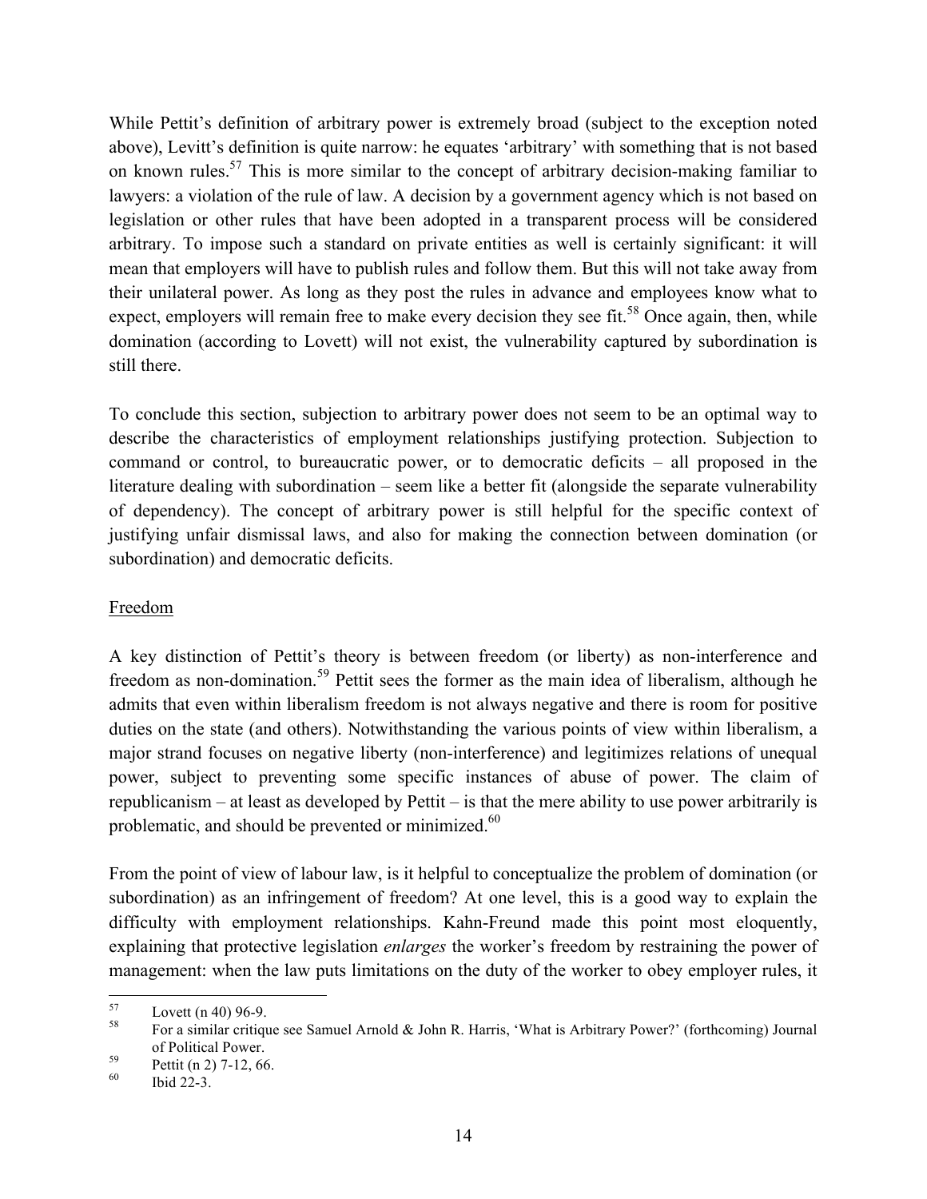While Pettit's definition of arbitrary power is extremely broad (subject to the exception noted above), Levitt's definition is quite narrow: he equates 'arbitrary' with something that is not based on known rules.[57] This is more similar to the concept of arbitrary decision-making familiar to lawyers: a violation of the rule of law. A decision by a government agency which is not based on legislation or other rules that have been adopted in a transparent process will be considered arbitrary. To impose such a standard on private entities as well is certainly significant: it will mean that employers will have to publish rules and follow them. But this will not take away from their unilateral power. As long as they post the rules in advance and employees know what to expect, employers will remain free to make every decision they see fit.[58] Once again, then, while domination (according to Lovett) will not exist, the vulnerability captured by subordination is still there.

To conclude this section, subjection to arbitrary power does not seem to be an optimal way to describe the characteristics of employment relationships justifying protection. Subjection to command or control, to bureaucratic power, or to democratic deficits – all proposed in the literature dealing with subordination – seem like a better fit (alongside the separate vulnerability of dependency). The concept of arbitrary power is still helpful for the specific context of justifying unfair dismissal laws, and also for making the connection between domination (or subordination) and democratic deficits.

<u>Freedom</u>

A key distinction of Pettit's theory is between freedom (or liberty) as non-interference and freedom as non-domination.[59] Pettit sees the former as the main idea of liberalism, although he admits that even within liberalism freedom is not always negative and there is room for positive duties on the state (and others). Notwithstanding the various points of view within liberalism, a major strand focuses on negative liberty (non-interference) and legitimizes relations of unequal power, subject to preventing some specific instances of abuse of power. The claim of republicanism – at least as developed by Pettit – is that the mere ability to use power arbitrarily is problematic, and should be prevented or minimized.[60]

From the point of view of labour law, is it helpful to conceptualize the problem of domination (or subordination) as an infringement of freedom? At one level, this is a good way to explain the difficulty with employment relationships. Kahn-Freund made this point most eloquently, explaining that protective legislation *enlarges* the worker's freedom by restraining the power of management: when the law puts limitations on the duty of the worker to obey employer rules, it

---

[57] Lovett (n 40) 96-9.

[58] For a similar critique see Samuel Arnold & John R. Harris, 'What is Arbitrary Power?' (forthcoming) Journal of Political Power.

[59] Pettit (n 2) 7-12, 66.

[60] Ibid 22-3.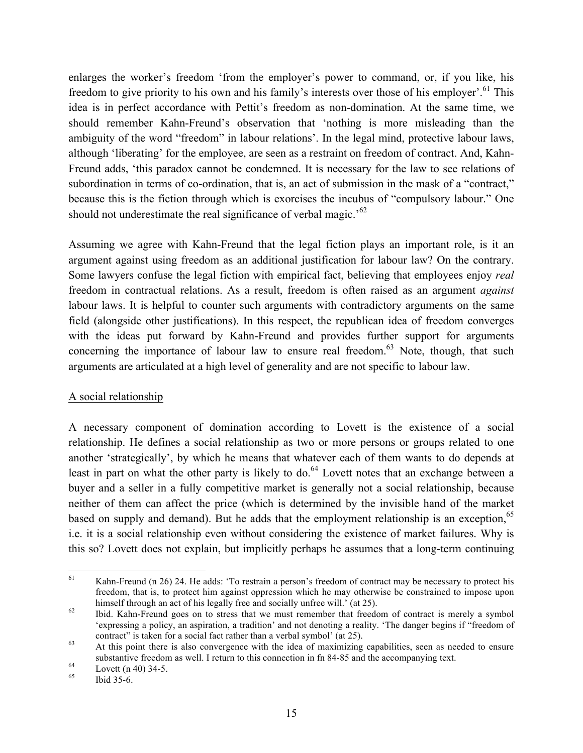enlarges the worker's freedom 'from the employer's power to command, or, if you like, his freedom to give priority to his own and his family's interests over those of his employer'.[61] This idea is in perfect accordance with Pettit's freedom as non-domination. At the same time, we should remember Kahn-Freund's observation that 'nothing is more misleading than the ambiguity of the word "freedom" in labour relations'. In the legal mind, protective labour laws, although 'liberating' for the employee, are seen as a restraint on freedom of contract. And, Kahn-Freund adds, 'this paradox cannot be condemned. It is necessary for the law to see relations of subordination in terms of co-ordination, that is, an act of submission in the mask of a "contract," because this is the fiction through which is exorcises the incubus of "compulsory labour." One should not underestimate the real significance of verbal magic.'[62]

Assuming we agree with Kahn-Freund that the legal fiction plays an important role, is it an argument against using freedom as an additional justification for labour law? On the contrary. Some lawyers confuse the legal fiction with empirical fact, believing that employees enjoy *real* freedom in contractual relations. As a result, freedom is often raised as an argument *against* labour laws. It is helpful to counter such arguments with contradictory arguments on the same field (alongside other justifications). In this respect, the republican idea of freedom converges with the ideas put forward by Kahn-Freund and provides further support for arguments concerning the importance of labour law to ensure real freedom.[63] Note, though, that such arguments are articulated at a high level of generality and are not specific to labour law.

<u>A social relationship</u>

A necessary component of domination according to Lovett is the existence of a social relationship. He defines a social relationship as two or more persons or groups related to one another 'strategically', by which he means that whatever each of them wants to do depends at least in part on what the other party is likely to do.[64] Lovett notes that an exchange between a buyer and a seller in a fully competitive market is generally not a social relationship, because neither of them can affect the price (which is determined by the invisible hand of the market based on supply and demand). But he adds that the employment relationship is an exception,[65] i.e. it is a social relationship even without considering the existence of market failures. Why is this so? Lovett does not explain, but implicitly perhaps he assumes that a long-term continuing

---

[61] Kahn-Freund (n 26) 24. He adds: 'To restrain a person's freedom of contract may be necessary to protect his freedom, that is, to protect him against oppression which he may otherwise be constrained to impose upon himself through an act of his legally free and socially unfree will.' (at 25).

[62] Ibid. Kahn-Freund goes on to stress that we must remember that freedom of contract is merely a symbol 'expressing a policy, an aspiration, a tradition' and not denoting a reality. 'The danger begins if "freedom of contract" is taken for a social fact rather than a verbal symbol' (at 25).

[63] At this point there is also convergence with the idea of maximizing capabilities, seen as needed to ensure substantive freedom as well. I return to this connection in fn 84-85 and the accompanying text.

[64] Lovett (n 40) 34-5.

[65] Ibid 35-6.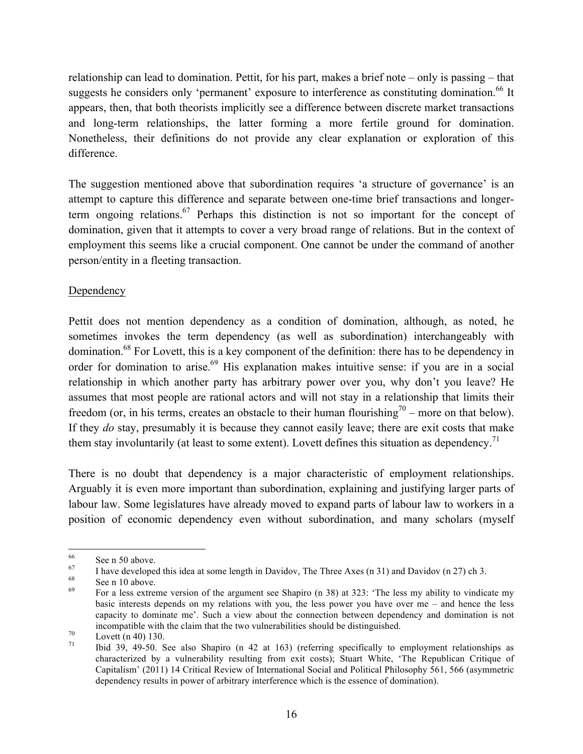relationship can lead to domination. Pettit, for his part, makes a brief note – only is passing – that suggests he considers only 'permanent' exposure to interference as constituting domination.[66] It appears, then, that both theorists implicitly see a difference between discrete market transactions and long-term relationships, the latter forming a more fertile ground for domination. Nonetheless, their definitions do not provide any clear explanation or exploration of this difference.

The suggestion mentioned above that subordination requires 'a structure of governance' is an attempt to capture this difference and separate between one-time brief transactions and longer-term ongoing relations.[67] Perhaps this distinction is not so important for the concept of domination, given that it attempts to cover a very broad range of relations. But in the context of employment this seems like a crucial component. One cannot be under the command of another person/entity in a fleeting transaction.

Dependency

Pettit does not mention dependency as a condition of domination, although, as noted, he sometimes invokes the term dependency (as well as subordination) interchangeably with domination.[68] For Lovett, this is a key component of the definition: there has to be dependency in order for domination to arise.[69] His explanation makes intuitive sense: if you are in a social relationship in which another party has arbitrary power over you, why don't you leave? He assumes that most people are rational actors and will not stay in a relationship that limits their freedom (or, in his terms, creates an obstacle to their human flourishing[70] – more on that below). If they *do* stay, presumably it is because they cannot easily leave; there are exit costs that make them stay involuntarily (at least to some extent). Lovett defines this situation as dependency.[71]

There is no doubt that dependency is a major characteristic of employment relationships. Arguably it is even more important than subordination, explaining and justifying larger parts of labour law. Some legislatures have already moved to expand parts of labour law to workers in a position of economic dependency even without subordination, and many scholars (myself

---

[66] See n 50 above.

[67] I have developed this idea at some length in Davidov, The Three Axes (n 31) and Davidov (n 27) ch 3.

[68] See n 10 above.

[69] For a less extreme version of the argument see Shapiro (n 38) at 323: 'The less my ability to vindicate my basic interests depends on my relations with you, the less power you have over me – and hence the less capacity to dominate me'. Such a view about the connection between dependency and domination is not incompatible with the claim that the two vulnerabilities should be distinguished.

[70] Lovett (n 40) 130.

[71] Ibid 39, 49-50. See also Shapiro (n 42 at 163) (referring specifically to employment relationships as characterized by a vulnerability resulting from exit costs); Stuart White, 'The Republican Critique of Capitalism' (2011) 14 Critical Review of International Social and Political Philosophy 561, 566 (asymmetric dependency results in power of arbitrary interference which is the essence of domination).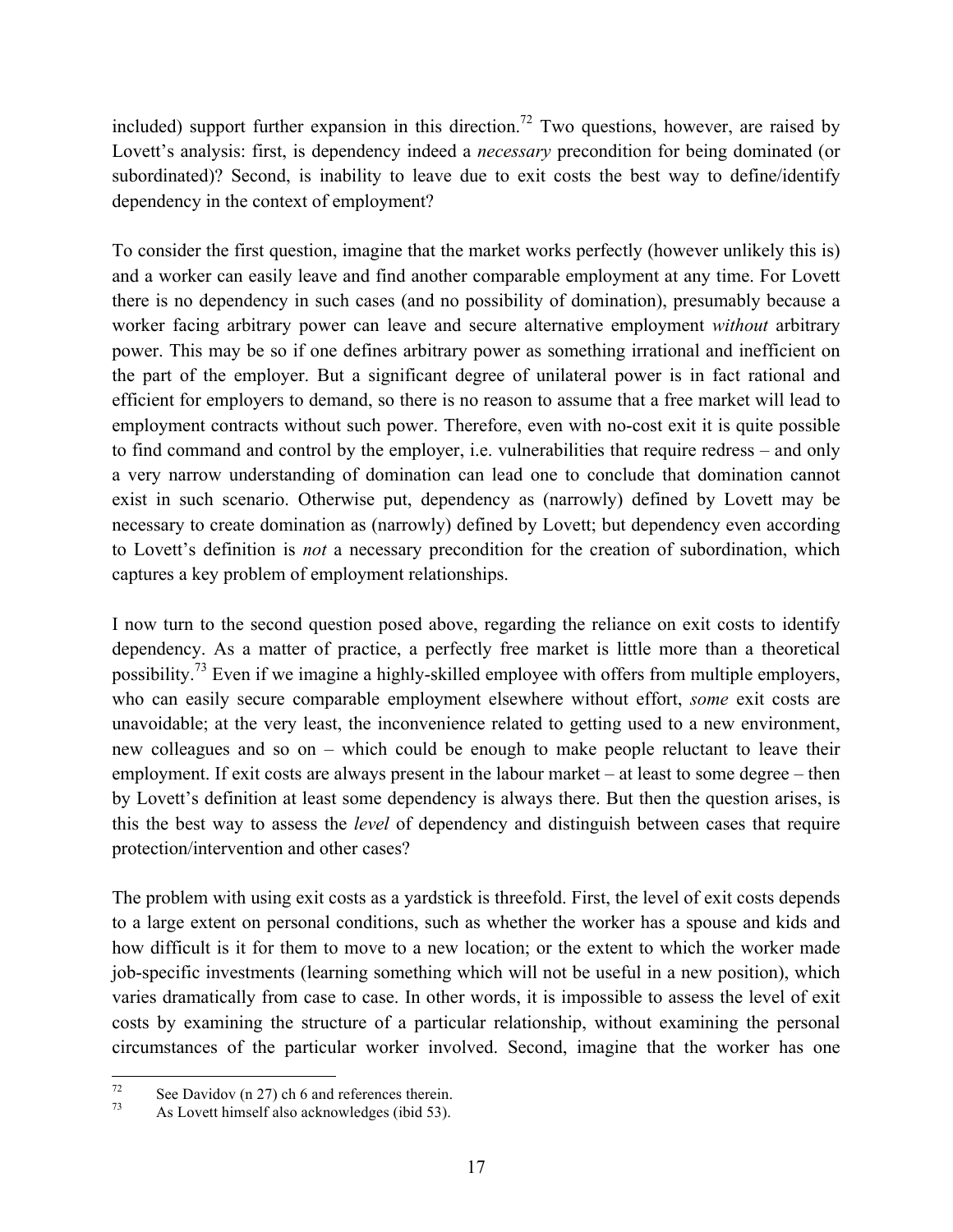included) support further expansion in this direction.[72] Two questions, however, are raised by Lovett's analysis: first, is dependency indeed a *necessary* precondition for being dominated (or subordinated)? Second, is inability to leave due to exit costs the best way to define/identify dependency in the context of employment?

To consider the first question, imagine that the market works perfectly (however unlikely this is) and a worker can easily leave and find another comparable employment at any time. For Lovett there is no dependency in such cases (and no possibility of domination), presumably because a worker facing arbitrary power can leave and secure alternative employment *without* arbitrary power. This may be so if one defines arbitrary power as something irrational and inefficient on the part of the employer. But a significant degree of unilateral power is in fact rational and efficient for employers to demand, so there is no reason to assume that a free market will lead to employment contracts without such power. Therefore, even with no-cost exit it is quite possible to find command and control by the employer, i.e. vulnerabilities that require redress – and only a very narrow understanding of domination can lead one to conclude that domination cannot exist in such scenario. Otherwise put, dependency as (narrowly) defined by Lovett may be necessary to create domination as (narrowly) defined by Lovett; but dependency even according to Lovett's definition is *not* a necessary precondition for the creation of subordination, which captures a key problem of employment relationships.

I now turn to the second question posed above, regarding the reliance on exit costs to identify dependency. As a matter of practice, a perfectly free market is little more than a theoretical possibility.[73] Even if we imagine a highly-skilled employee with offers from multiple employers, who can easily secure comparable employment elsewhere without effort, *some* exit costs are unavoidable; at the very least, the inconvenience related to getting used to a new environment, new colleagues and so on – which could be enough to make people reluctant to leave their employment. If exit costs are always present in the labour market – at least to some degree – then by Lovett's definition at least some dependency is always there. But then the question arises, is this the best way to assess the *level* of dependency and distinguish between cases that require protection/intervention and other cases?

The problem with using exit costs as a yardstick is threefold. First, the level of exit costs depends to a large extent on personal conditions, such as whether the worker has a spouse and kids and how difficult is it for them to move to a new location; or the extent to which the worker made job-specific investments (learning something which will not be useful in a new position), which varies dramatically from case to case. In other words, it is impossible to assess the level of exit costs by examining the structure of a particular relationship, without examining the personal circumstances of the particular worker involved. Second, imagine that the worker has one

[72] See Davidov (n 27) ch 6 and references therein.

[73] As Lovett himself also acknowledges (ibid 53).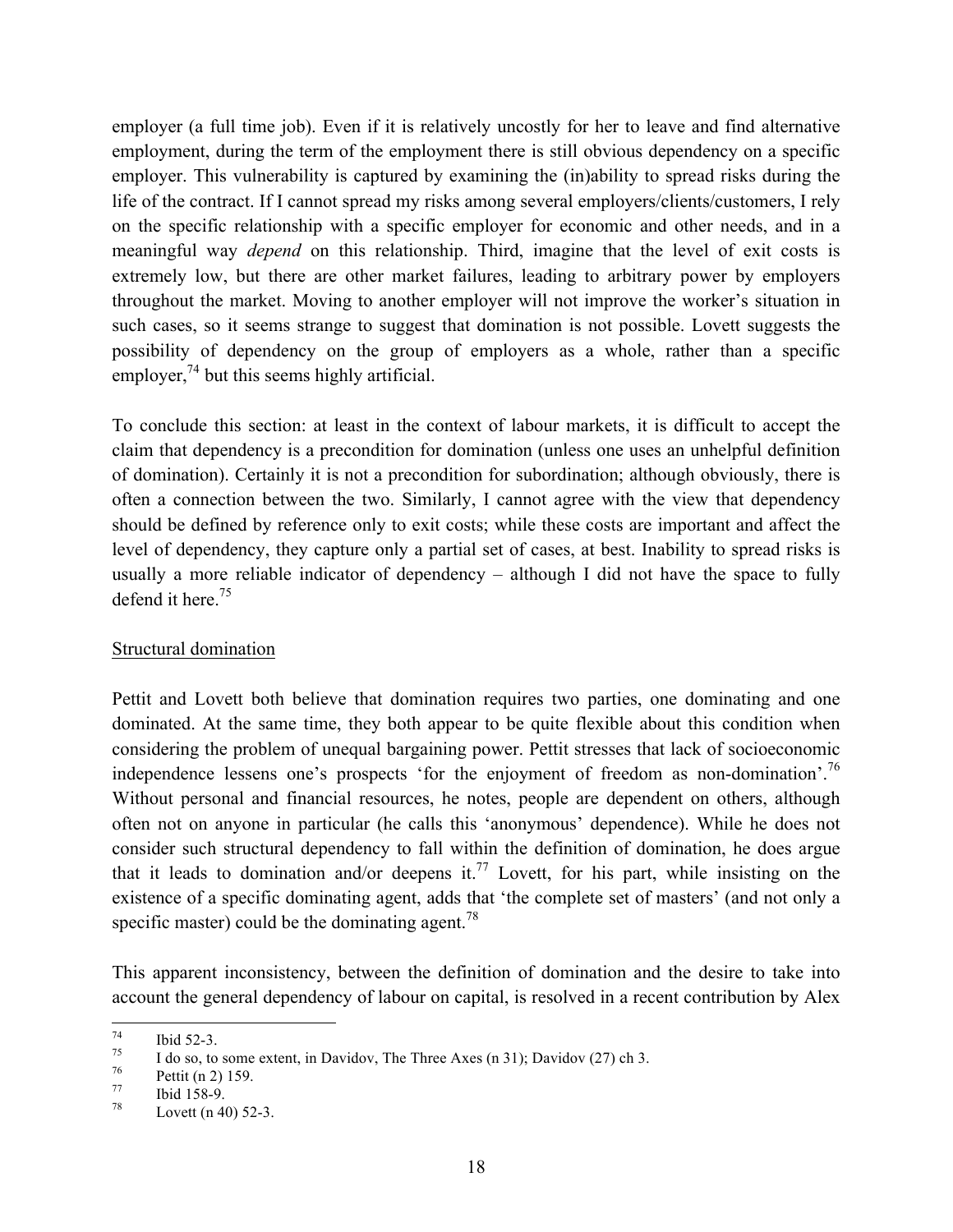employer (a full time job). Even if it is relatively uncostly for her to leave and find alternative employment, during the term of the employment there is still obvious dependency on a specific employer. This vulnerability is captured by examining the (in)ability to spread risks during the life of the contract. If I cannot spread my risks among several employers/clients/customers, I rely on the specific relationship with a specific employer for economic and other needs, and in a meaningful way *depend* on this relationship. Third, imagine that the level of exit costs is extremely low, but there are other market failures, leading to arbitrary power by employers throughout the market. Moving to another employer will not improve the worker's situation in such cases, so it seems strange to suggest that domination is not possible. Lovett suggests the possibility of dependency on the group of employers as a whole, rather than a specific employer,[74] but this seems highly artificial.

To conclude this section: at least in the context of labour markets, it is difficult to accept the claim that dependency is a precondition for domination (unless one uses an unhelpful definition of domination). Certainly it is not a precondition for subordination; although obviously, there is often a connection between the two. Similarly, I cannot agree with the view that dependency should be defined by reference only to exit costs; while these costs are important and affect the level of dependency, they capture only a partial set of cases, at best. Inability to spread risks is usually a more reliable indicator of dependency – although I did not have the space to fully defend it here.[75]

## Structural domination

Pettit and Lovett both believe that domination requires two parties, one dominating and one dominated. At the same time, they both appear to be quite flexible about this condition when considering the problem of unequal bargaining power. Pettit stresses that lack of socioeconomic independence lessens one's prospects 'for the enjoyment of freedom as non-domination'.[76] Without personal and financial resources, he notes, people are dependent on others, although often not on anyone in particular (he calls this 'anonymous' dependence). While he does not consider such structural dependency to fall within the definition of domination, he does argue that it leads to domination and/or deepens it.[77] Lovett, for his part, while insisting on the existence of a specific dominating agent, adds that 'the complete set of masters' (and not only a specific master) could be the dominating agent.[78]

This apparent inconsistency, between the definition of domination and the desire to take into account the general dependency of labour on capital, is resolved in a recent contribution by Alex

---

[74] Ibid 52-3.

[75] I do so, to some extent, in Davidov, The Three Axes (n 31); Davidov (27) ch 3.

[76] Pettit (n 2) 159.

[77] Ibid 158-9.

[78] Lovett (n 40) 52-3.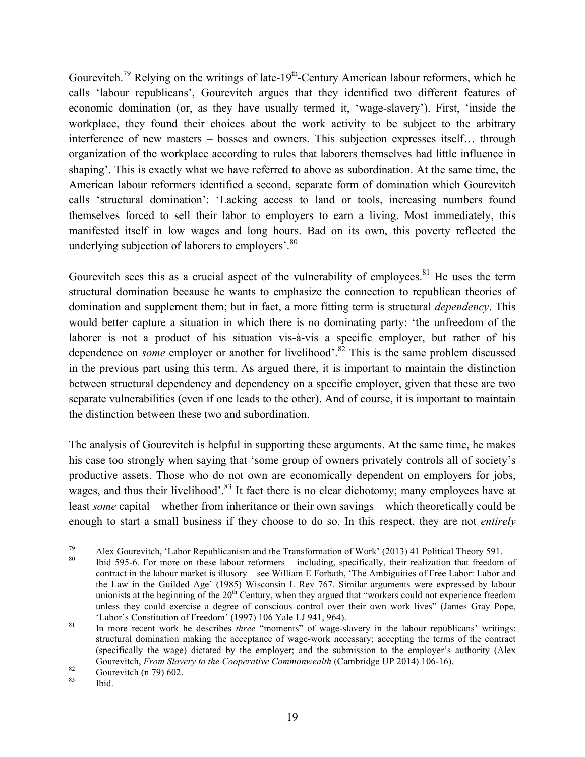Gourevitch.[79] Relying on the writings of late-19th-Century American labour reformers, which he calls 'labour republicans', Gourevitch argues that they identified two different features of economic domination (or, as they have usually termed it, 'wage-slavery'). First, 'inside the workplace, they found their choices about the work activity to be subject to the arbitrary interference of new masters – bosses and owners. This subjection expresses itself… through organization of the workplace according to rules that laborers themselves had little influence in shaping'. This is exactly what we have referred to above as subordination. At the same time, the American labour reformers identified a second, separate form of domination which Gourevitch calls 'structural domination': 'Lacking access to land or tools, increasing numbers found themselves forced to sell their labor to employers to earn a living. Most immediately, this manifested itself in low wages and long hours. Bad on its own, this poverty reflected the underlying subjection of laborers to employers'.[80]

Gourevitch sees this as a crucial aspect of the vulnerability of employees.[81] He uses the term structural domination because he wants to emphasize the connection to republican theories of domination and supplement them; but in fact, a more fitting term is structural *dependency*. This would better capture a situation in which there is no dominating party: 'the unfreedom of the laborer is not a product of his situation vis-à-vis a specific employer, but rather of his dependence on *some* employer or another for livelihood'.[82] This is the same problem discussed in the previous part using this term. As argued there, it is important to maintain the distinction between structural dependency and dependency on a specific employer, given that these are two separate vulnerabilities (even if one leads to the other). And of course, it is important to maintain the distinction between these two and subordination.

The analysis of Gourevitch is helpful in supporting these arguments. At the same time, he makes his case too strongly when saying that 'some group of owners privately controls all of society's productive assets. Those who do not own are economically dependent on employers for jobs, wages, and thus their livelihood'.[83] It fact there is no clear dichotomy; many employees have at least *some* capital – whether from inheritance or their own savings – which theoretically could be enough to start a small business if they choose to do so. In this respect, they are not *entirely*

---

[79] Alex Gourevitch, 'Labor Republicanism and the Transformation of Work' (2013) 41 Political Theory 591.

[80] Ibid 595-6. For more on these labour reformers – including, specifically, their realization that freedom of contract in the labour market is illusory – see William E Forbath, 'The Ambiguities of Free Labor: Labor and the Law in the Guilded Age' (1985) Wisconsin L Rev 767. Similar arguments were expressed by labour unionists at the beginning of the 20th Century, when they argued that "workers could not experience freedom unless they could exercise a degree of conscious control over their own work lives" (James Gray Pope, 'Labor's Constitution of Freedom' (1997) 106 Yale LJ 941, 964).

[81] In more recent work he describes *three* "moments" of wage-slavery in the labour republicans' writings: structural domination making the acceptance of wage-work necessary; accepting the terms of the contract (specifically the wage) dictated by the employer; and the submission to the employer's authority (Alex Gourevitch, *From Slavery to the Cooperative Commonwealth* (Cambridge UP 2014) 106-16).

[82] Gourevitch (n 79) 602.

[83] Ibid.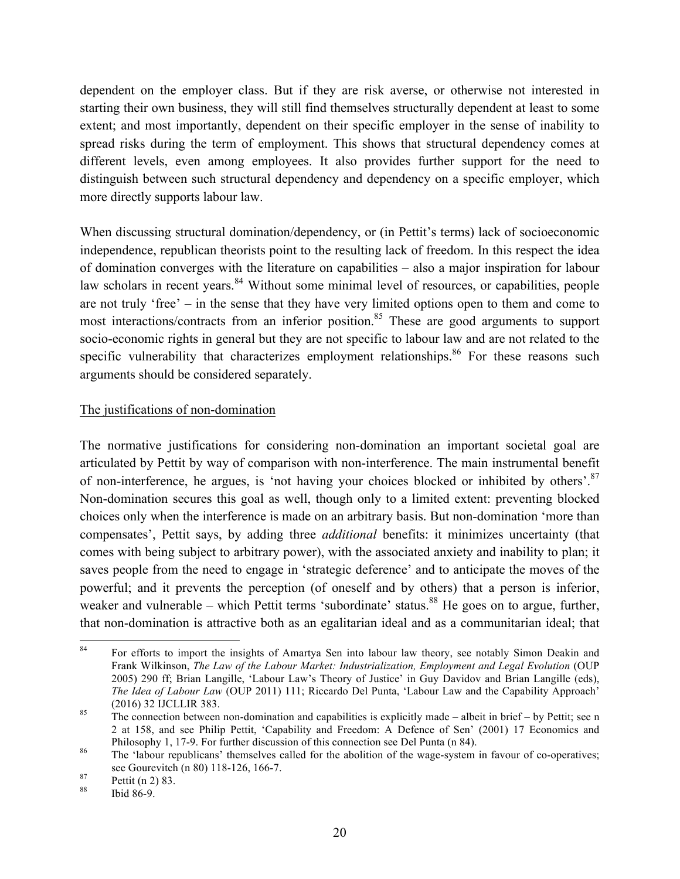dependent on the employer class. But if they are risk averse, or otherwise not interested in starting their own business, they will still find themselves structurally dependent at least to some extent; and most importantly, dependent on their specific employer in the sense of inability to spread risks during the term of employment. This shows that structural dependency comes at different levels, even among employees. It also provides further support for the need to distinguish between such structural dependency and dependency on a specific employer, which more directly supports labour law.

When discussing structural domination/dependency, or (in Pettit's terms) lack of socioeconomic independence, republican theorists point to the resulting lack of freedom. In this respect the idea of domination converges with the literature on capabilities – also a major inspiration for labour law scholars in recent years.[84] Without some minimal level of resources, or capabilities, people are not truly 'free' – in the sense that they have very limited options open to them and come to most interactions/contracts from an inferior position.[85] These are good arguments to support socio-economic rights in general but they are not specific to labour law and are not related to the specific vulnerability that characterizes employment relationships.[86] For these reasons such arguments should be considered separately.

<u>The justifications of non-domination</u>

The normative justifications for considering non-domination an important societal goal are articulated by Pettit by way of comparison with non-interference. The main instrumental benefit of non-interference, he argues, is 'not having your choices blocked or inhibited by others'.[87] Non-domination secures this goal as well, though only to a limited extent: preventing blocked choices only when the interference is made on an arbitrary basis. But non-domination 'more than compensates', Pettit says, by adding three *additional* benefits: it minimizes uncertainty (that comes with being subject to arbitrary power), with the associated anxiety and inability to plan; it saves people from the need to engage in 'strategic deference' and to anticipate the moves of the powerful; and it prevents the perception (of oneself and by others) that a person is inferior, weaker and vulnerable – which Pettit terms 'subordinate' status.[88] He goes on to argue, further, that non-domination is attractive both as an egalitarian ideal and as a communitarian ideal; that

---

[84] For efforts to import the insights of Amartya Sen into labour law theory, see notably Simon Deakin and Frank Wilkinson, *The Law of the Labour Market: Industrialization, Employment and Legal Evolution* (OUP 2005) 290 ff; Brian Langille, 'Labour Law's Theory of Justice' in Guy Davidov and Brian Langille (eds), *The Idea of Labour Law* (OUP 2011) 111; Riccardo Del Punta, 'Labour Law and the Capability Approach' (2016) 32 IJCLLIR 383.

[85] The connection between non-domination and capabilities is explicitly made – albeit in brief – by Pettit; see n 2 at 158, and see Philip Pettit, 'Capability and Freedom: A Defence of Sen' (2001) 17 Economics and Philosophy 1, 17-9. For further discussion of this connection see Del Punta (n 84).

[86] The 'labour republicans' themselves called for the abolition of the wage-system in favour of co-operatives; see Gourevitch (n 80) 118-126, 166-7.

[87] Pettit (n 2) 83.

[88] Ibid 86-9.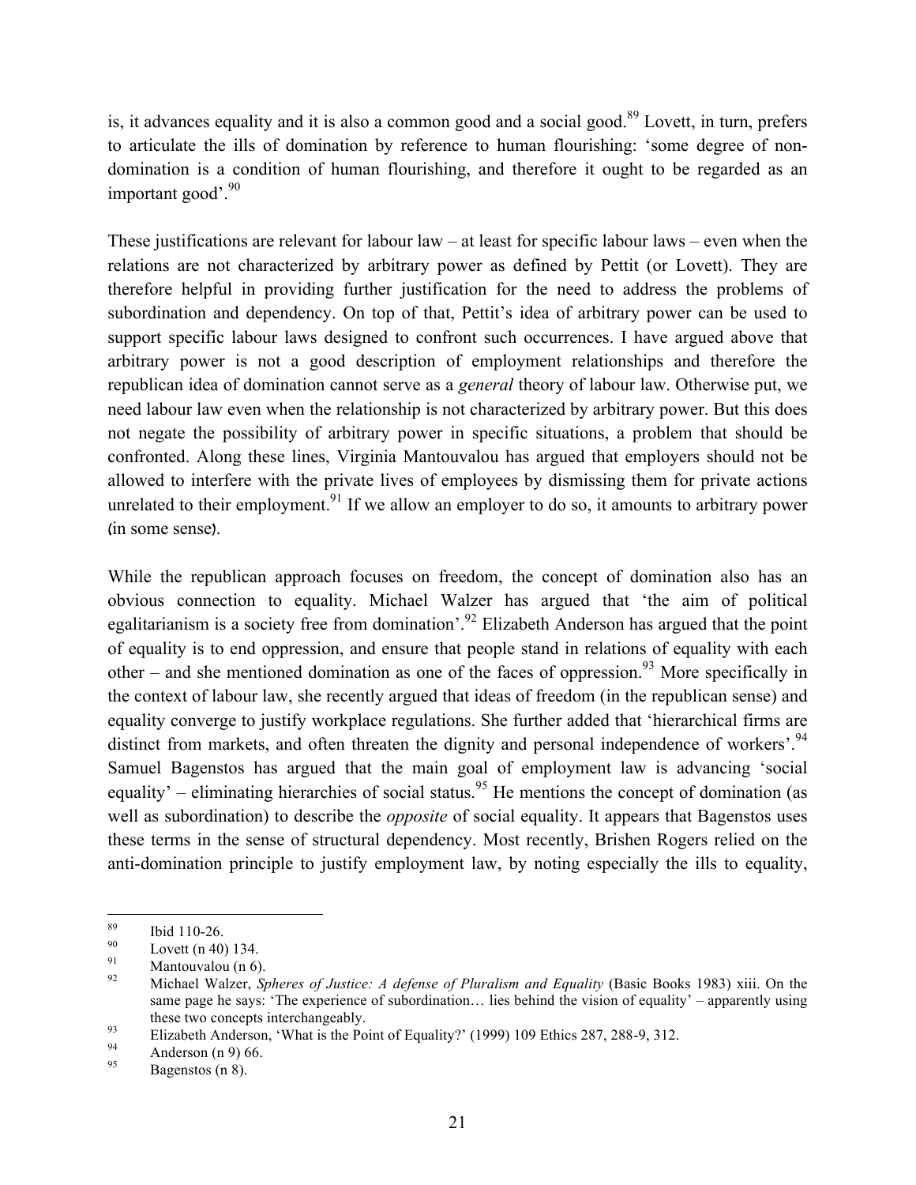is, it advances equality and it is also a common good and a social good.[89] Lovett, in turn, prefers to articulate the ills of domination by reference to human flourishing: 'some degree of non-domination is a condition of human flourishing, and therefore it ought to be regarded as an important good'.[90]

These justifications are relevant for labour law – at least for specific labour laws – even when the relations are not characterized by arbitrary power as defined by Pettit (or Lovett). They are therefore helpful in providing further justification for the need to address the problems of subordination and dependency. On top of that, Pettit's idea of arbitrary power can be used to support specific labour laws designed to confront such occurrences. I have argued above that arbitrary power is not a good description of employment relationships and therefore the republican idea of domination cannot serve as a *general* theory of labour law. Otherwise put, we need labour law even when the relationship is not characterized by arbitrary power. But this does not negate the possibility of arbitrary power in specific situations, a problem that should be confronted. Along these lines, Virginia Mantouvalou has argued that employers should not be allowed to interfere with the private lives of employees by dismissing them for private actions unrelated to their employment.[91] If we allow an employer to do so, it amounts to arbitrary power (in some sense).

While the republican approach focuses on freedom, the concept of domination also has an obvious connection to equality. Michael Walzer has argued that 'the aim of political egalitarianism is a society free from domination'.[92] Elizabeth Anderson has argued that the point of equality is to end oppression, and ensure that people stand in relations of equality with each other – and she mentioned domination as one of the faces of oppression.[93] More specifically in the context of labour law, she recently argued that ideas of freedom (in the republican sense) and equality converge to justify workplace regulations. She further added that 'hierarchical firms are distinct from markets, and often threaten the dignity and personal independence of workers'.[94] Samuel Bagenstos has argued that the main goal of employment law is advancing 'social equality' – eliminating hierarchies of social status.[95] He mentions the concept of domination (as well as subordination) to describe the *opposite* of social equality. It appears that Bagenstos uses these terms in the sense of structural dependency. Most recently, Brishen Rogers relied on the anti-domination principle to justify employment law, by noting especially the ills to equality,

---

[89] Ibid 110-26.

[90] Lovett (n 40) 134.

[91] Mantouvalou (n 6).

[92] Michael Walzer, *Spheres of Justice: A defense of Pluralism and Equality* (Basic Books 1983) xiii. On the same page he says: 'The experience of subordination… lies behind the vision of equality' – apparently using these two concepts interchangeably.

[93] Elizabeth Anderson, 'What is the Point of Equality?' (1999) 109 Ethics 287, 288-9, 312.

[94] Anderson (n 9) 66.

[95] Bagenstos (n 8).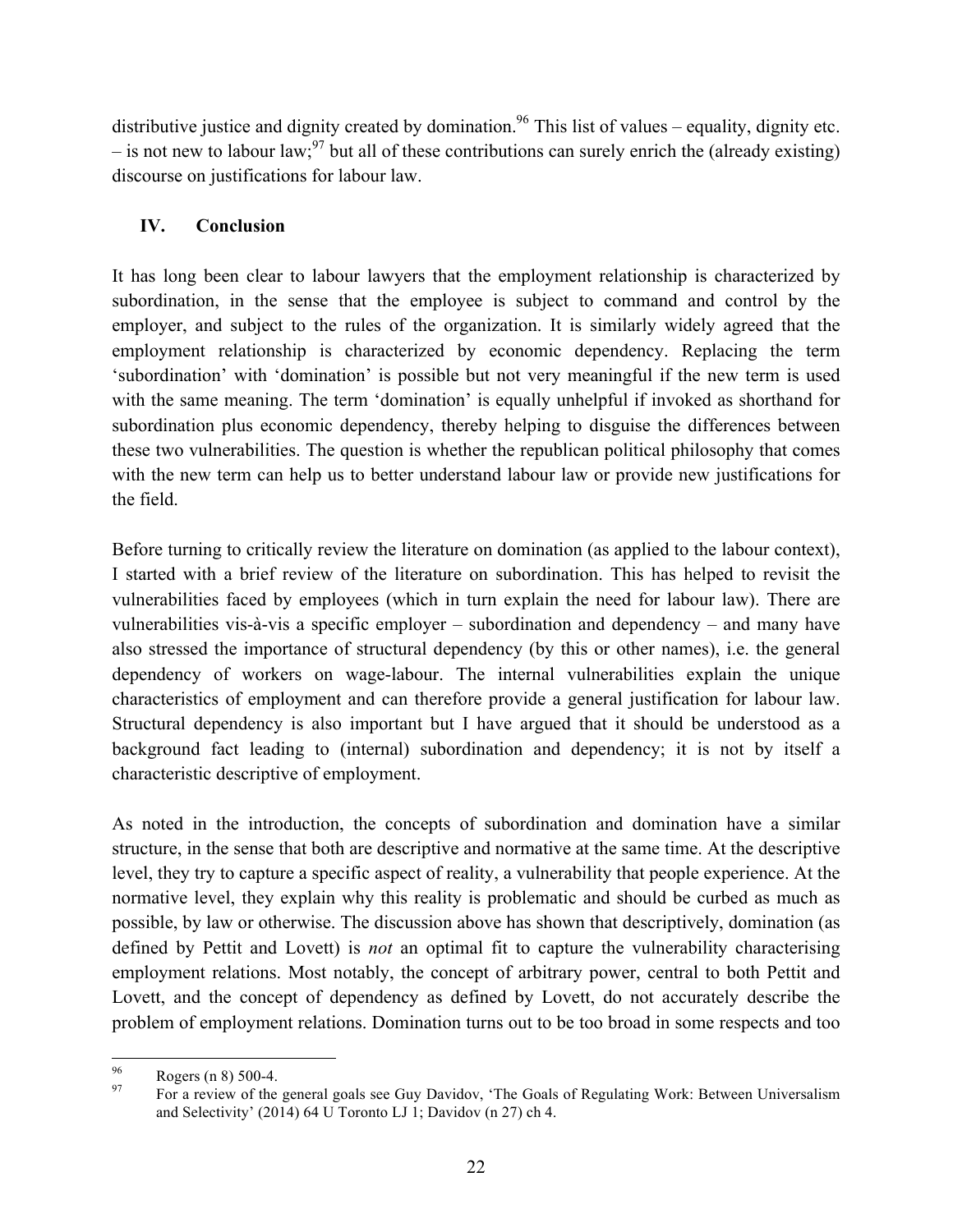distributive justice and dignity created by domination.[96] This list of values – equality, dignity etc. – is not new to labour law;[97] but all of these contributions can surely enrich the (already existing) discourse on justifications for labour law.

## IV. Conclusion

It has long been clear to labour lawyers that the employment relationship is characterized by subordination, in the sense that the employee is subject to command and control by the employer, and subject to the rules of the organization. It is similarly widely agreed that the employment relationship is characterized by economic dependency. Replacing the term 'subordination' with 'domination' is possible but not very meaningful if the new term is used with the same meaning. The term 'domination' is equally unhelpful if invoked as shorthand for subordination plus economic dependency, thereby helping to disguise the differences between these two vulnerabilities. The question is whether the republican political philosophy that comes with the new term can help us to better understand labour law or provide new justifications for the field.

Before turning to critically review the literature on domination (as applied to the labour context), I started with a brief review of the literature on subordination. This has helped to revisit the vulnerabilities faced by employees (which in turn explain the need for labour law). There are vulnerabilities vis-à-vis a specific employer – subordination and dependency – and many have also stressed the importance of structural dependency (by this or other names), i.e. the general dependency of workers on wage-labour. The internal vulnerabilities explain the unique characteristics of employment and can therefore provide a general justification for labour law. Structural dependency is also important but I have argued that it should be understood as a background fact leading to (internal) subordination and dependency; it is not by itself a characteristic descriptive of employment.

As noted in the introduction, the concepts of subordination and domination have a similar structure, in the sense that both are descriptive and normative at the same time. At the descriptive level, they try to capture a specific aspect of reality, a vulnerability that people experience. At the normative level, they explain why this reality is problematic and should be curbed as much as possible, by law or otherwise. The discussion above has shown that descriptively, domination (as defined by Pettit and Lovett) is *not* an optimal fit to capture the vulnerability characterising employment relations. Most notably, the concept of arbitrary power, central to both Pettit and Lovett, and the concept of dependency as defined by Lovett, do not accurately describe the problem of employment relations. Domination turns out to be too broad in some respects and too

---

[96] Rogers (n 8) 500-4.

[97] For a review of the general goals see Guy Davidov, 'The Goals of Regulating Work: Between Universalism and Selectivity' (2014) 64 U Toronto LJ 1; Davidov (n 27) ch 4.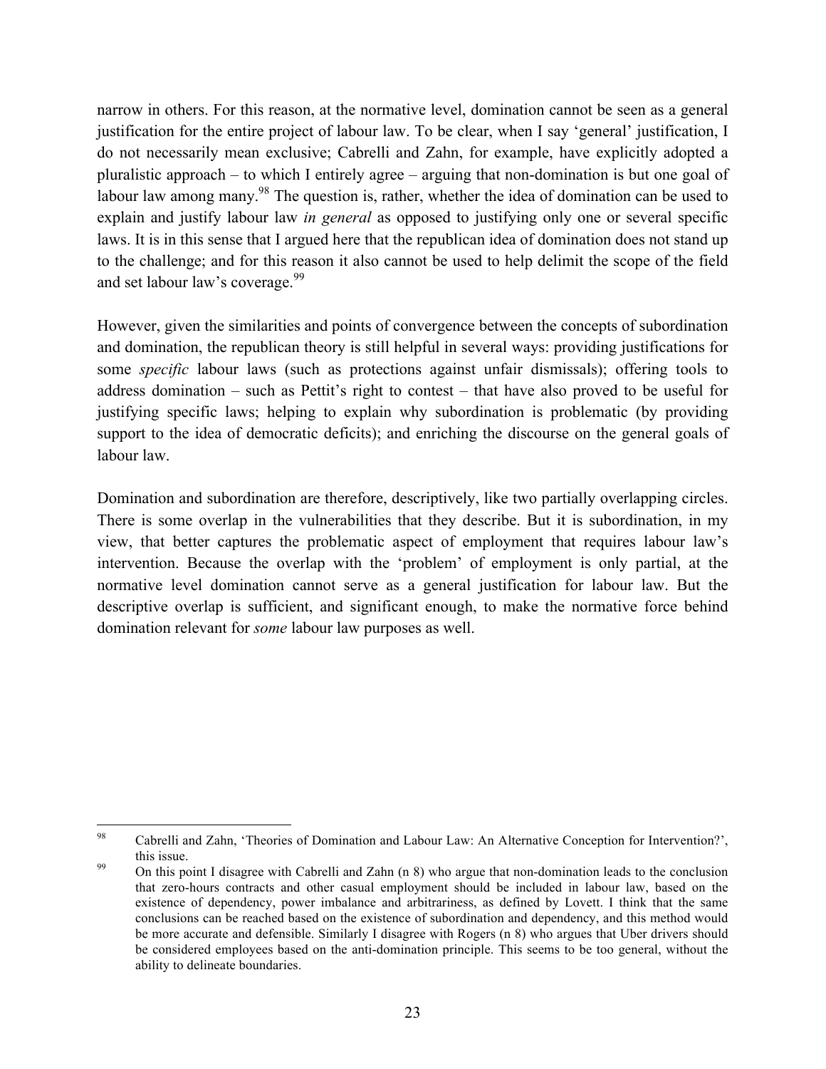narrow in others. For this reason, at the normative level, domination cannot be seen as a general justification for the entire project of labour law. To be clear, when I say 'general' justification, I do not necessarily mean exclusive; Cabrelli and Zahn, for example, have explicitly adopted a pluralistic approach – to which I entirely agree – arguing that non-domination is but one goal of labour law among many.[98] The question is, rather, whether the idea of domination can be used to explain and justify labour law *in general* as opposed to justifying only one or several specific laws. It is in this sense that I argued here that the republican idea of domination does not stand up to the challenge; and for this reason it also cannot be used to help delimit the scope of the field and set labour law's coverage.[99]

However, given the similarities and points of convergence between the concepts of subordination and domination, the republican theory is still helpful in several ways: providing justifications for some *specific* labour laws (such as protections against unfair dismissals); offering tools to address domination – such as Pettit's right to contest – that have also proved to be useful for justifying specific laws; helping to explain why subordination is problematic (by providing support to the idea of democratic deficits); and enriching the discourse on the general goals of labour law.

Domination and subordination are therefore, descriptively, like two partially overlapping circles. There is some overlap in the vulnerabilities that they describe. But it is subordination, in my view, that better captures the problematic aspect of employment that requires labour law's intervention. Because the overlap with the 'problem' of employment is only partial, at the normative level domination cannot serve as a general justification for labour law. But the descriptive overlap is sufficient, and significant enough, to make the normative force behind domination relevant for *some* labour law purposes as well.

---

[98] Cabrelli and Zahn, 'Theories of Domination and Labour Law: An Alternative Conception for Intervention?', this issue.

[99] On this point I disagree with Cabrelli and Zahn (n 8) who argue that non-domination leads to the conclusion that zero-hours contracts and other casual employment should be included in labour law, based on the existence of dependency, power imbalance and arbitrariness, as defined by Lovett. I think that the same conclusions can be reached based on the existence of subordination and dependency, and this method would be more accurate and defensible. Similarly I disagree with Rogers (n 8) who argues that Uber drivers should be considered employees based on the anti-domination principle. This seems to be too general, without the ability to delineate boundaries.